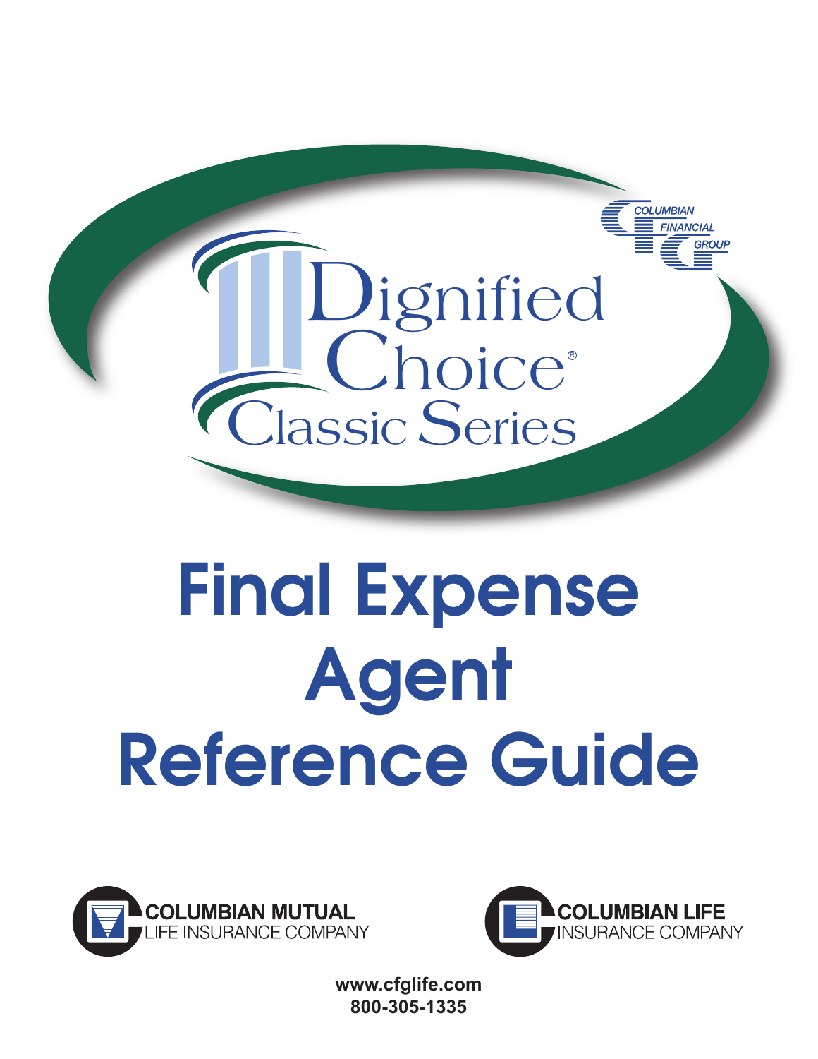COLUMBIAN FINANCIAL GROUP

Dignified Choice®
Classic Series

# Final Expense Agent Reference Guide

COLUMBIAN MUTUAL LIFE INSURANCE COMPANY

COLUMBIAN LIFE INSURANCE COMPANY

**www.cfglife.com**
**800-305-1335**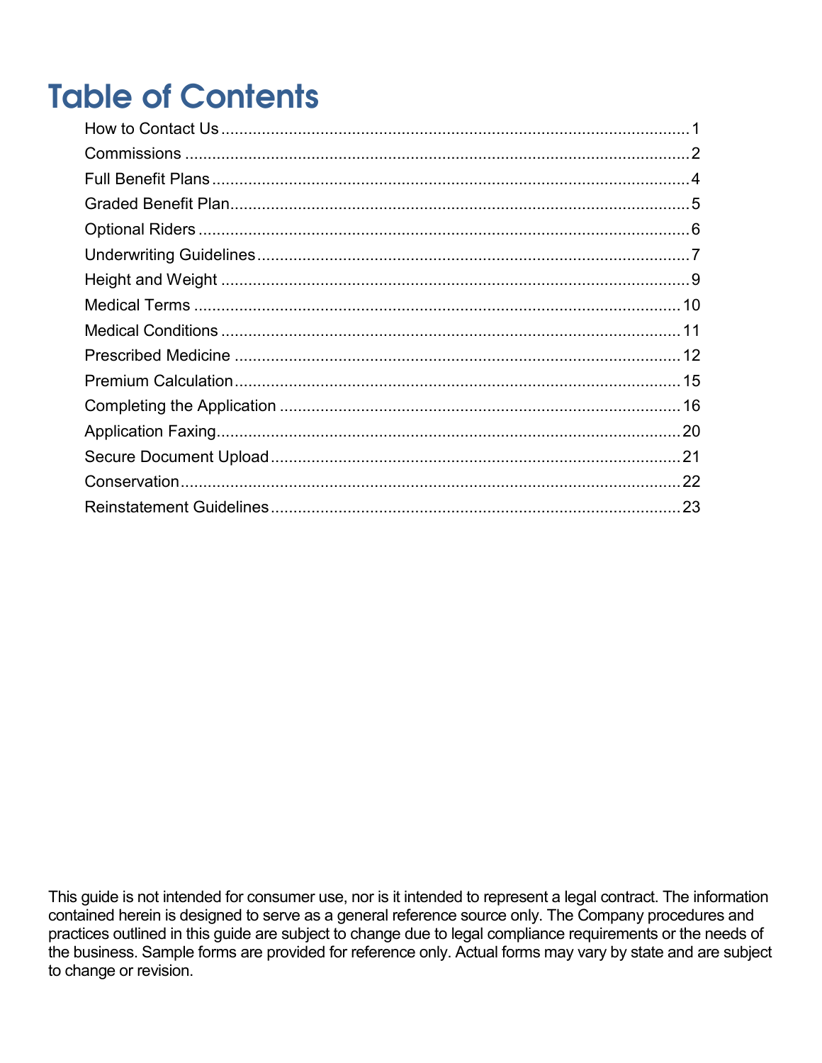# Table of Contents

| Section | Page |
|---|---|
| How to Contact Us | 1 |
| Commissions | 2 |
| Full Benefit Plans | 4 |
| Graded Benefit Plan | 5 |
| Optional Riders | 6 |
| Underwriting Guidelines | 7 |
| Height and Weight | 9 |
| Medical Terms | 10 |
| Medical Conditions | 11 |
| Prescribed Medicine | 12 |
| Premium Calculation | 15 |
| Completing the Application | 16 |
| Application Faxing | 20 |
| Secure Document Upload | 21 |
| Conservation | 22 |
| Reinstatement Guidelines | 23 |

This guide is not intended for consumer use, nor is it intended to represent a legal contract. The information contained herein is designed to serve as a general reference source only. The Company procedures and practices outlined in this guide are subject to change due to legal compliance requirements or the needs of the business. Sample forms are provided for reference only. Actual forms may vary by state and are subject to change or revision.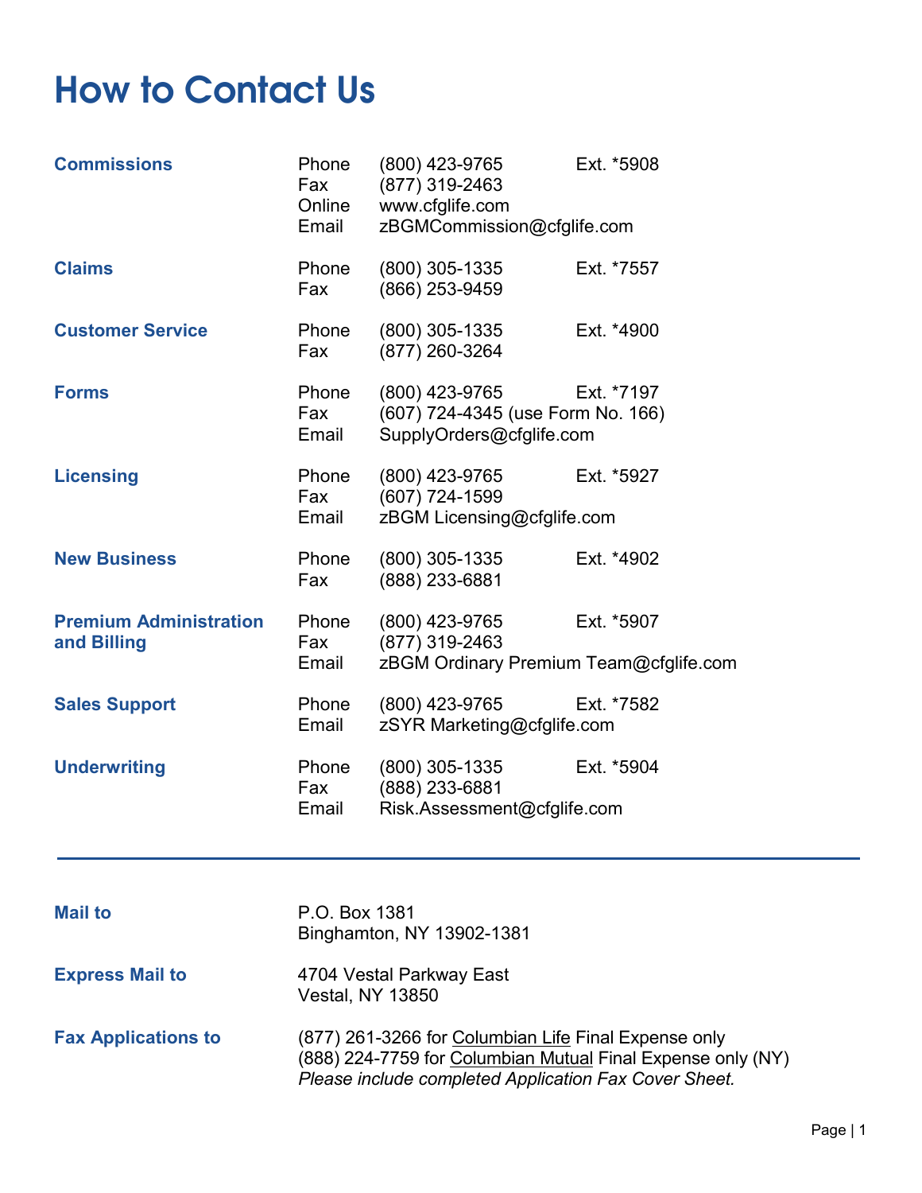# How to Contact Us

| | | | |
|---|---|---|---|
| **Commissions** | Phone | (800) 423-9765 | Ext. *5908 |
| | Fax | (877) 319-2463 | |
| | Online | www.cfglife.com | |
| | Email | zBGMCommission@cfglife.com | |
| **Claims** | Phone | (800) 305-1335 | Ext. *7557 |
| | Fax | (866) 253-9459 | |
| **Customer Service** | Phone | (800) 305-1335 | Ext. *4900 |
| | Fax | (877) 260-3264 | |
| **Forms** | Phone | (800) 423-9765 | Ext. *7197 |
| | Fax | (607) 724-4345 (use Form No. 166) | |
| | Email | SupplyOrders@cfglife.com | |
| **Licensing** | Phone | (800) 423-9765 | Ext. *5927 |
| | Fax | (607) 724-1599 | |
| | Email | zBGM Licensing@cfglife.com | |
| **New Business** | Phone | (800) 305-1335 | Ext. *4902 |
| | Fax | (888) 233-6881 | |
| **Premium Administration and Billing** | Phone | (800) 423-9765 | Ext. *5907 |
| | Fax | (877) 319-2463 | |
| | Email | zBGM Ordinary Premium Team@cfglife.com | |
| **Sales Support** | Phone | (800) 423-9765 | Ext. *7582 |
| | Email | zSYR Marketing@cfglife.com | |
| **Underwriting** | Phone | (800) 305-1335 | Ext. *5904 |
| | Fax | (888) 233-6881 | |
| | Email | Risk.Assessment@cfglife.com | |

---

**Mail to**

P.O. Box 1381
Binghamton, NY 13902-1381

**Express Mail to**

4704 Vestal Parkway East
Vestal, NY 13850

**Fax Applications to**

(877) 261-3266 for Columbian Life Final Expense only
(888) 224-7759 for Columbian Mutual Final Expense only (NY)
*Please include completed Application Fax Cover Sheet.*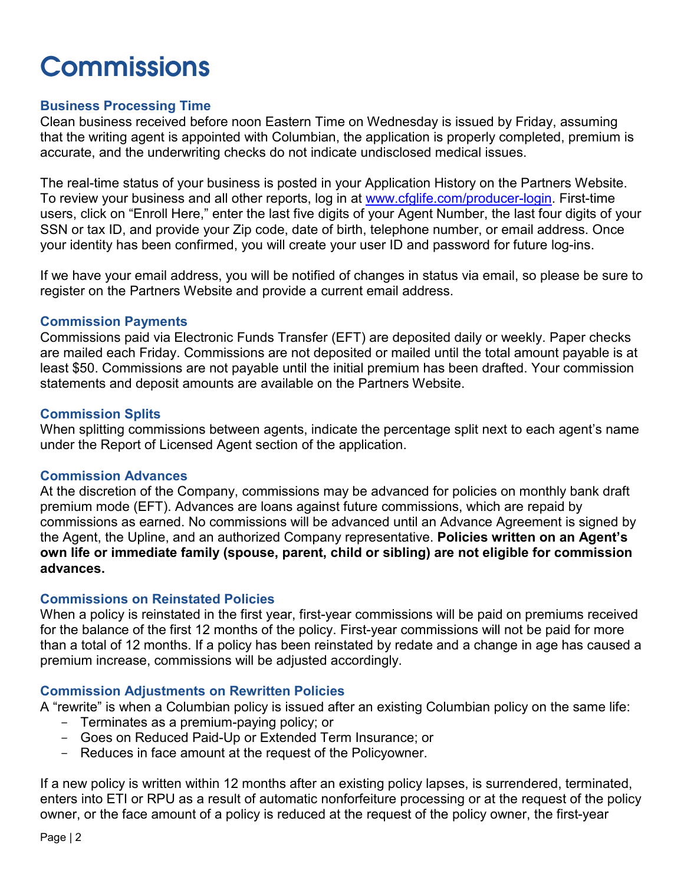# Commissions

### Business Processing Time

Clean business received before noon Eastern Time on Wednesday is issued by Friday, assuming that the writing agent is appointed with Columbian, the application is properly completed, premium is accurate, and the underwriting checks do not indicate undisclosed medical issues.

The real-time status of your business is posted in your Application History on the Partners Website. To review your business and all other reports, log in at [www.cfglife.com/producer-login](www.cfglife.com/producer-login). First-time users, click on "Enroll Here," enter the last five digits of your Agent Number, the last four digits of your SSN or tax ID, and provide your Zip code, date of birth, telephone number, or email address. Once your identity has been confirmed, you will create your user ID and password for future log-ins.

If we have your email address, you will be notified of changes in status via email, so please be sure to register on the Partners Website and provide a current email address.

### Commission Payments

Commissions paid via Electronic Funds Transfer (EFT) are deposited daily or weekly. Paper checks are mailed each Friday. Commissions are not deposited or mailed until the total amount payable is at least $50. Commissions are not payable until the initial premium has been drafted. Your commission statements and deposit amounts are available on the Partners Website.

### Commission Splits

When splitting commissions between agents, indicate the percentage split next to each agent's name under the Report of Licensed Agent section of the application.

### Commission Advances

At the discretion of the Company, commissions may be advanced for policies on monthly bank draft premium mode (EFT). Advances are loans against future commissions, which are repaid by commissions as earned. No commissions will be advanced until an Advance Agreement is signed by the Agent, the Upline, and an authorized Company representative. **Policies written on an Agent's own life or immediate family (spouse, parent, child or sibling) are not eligible for commission advances.**

### Commissions on Reinstated Policies

When a policy is reinstated in the first year, first-year commissions will be paid on premiums received for the balance of the first 12 months of the policy. First-year commissions will not be paid for more than a total of 12 months. If a policy has been reinstated by redate and a change in age has caused a premium increase, commissions will be adjusted accordingly.

### Commission Adjustments on Rewritten Policies

A "rewrite" is when a Columbian policy is issued after an existing Columbian policy on the same life:

- Terminates as a premium-paying policy; or
- Goes on Reduced Paid-Up or Extended Term Insurance; or
- Reduces in face amount at the request of the Policyowner.

If a new policy is written within 12 months after an existing policy lapses, is surrendered, terminated, enters into ETI or RPU as a result of automatic nonforfeiture processing or at the request of the policy owner, or the face amount of a policy is reduced at the request of the policy owner, the first-year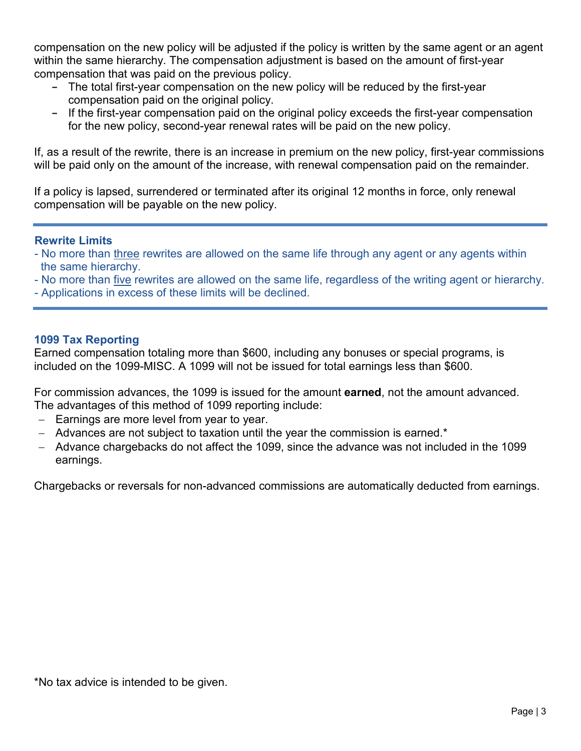compensation on the new policy will be adjusted if the policy is written by the same agent or an agent within the same hierarchy. The compensation adjustment is based on the amount of first-year compensation that was paid on the previous policy.

- The total first-year compensation on the new policy will be reduced by the first-year compensation paid on the original policy.
- If the first-year compensation paid on the original policy exceeds the first-year compensation for the new policy, second-year renewal rates will be paid on the new policy.

If, as a result of the rewrite, there is an increase in premium on the new policy, first-year commissions will be paid only on the amount of the increase, with renewal compensation paid on the remainder.

If a policy is lapsed, surrendered or terminated after its original 12 months in force, only renewal compensation will be payable on the new policy.

---

### Rewrite Limits

- No more than <u>three</u> rewrites are allowed on the same life through any agent or any agents within the same hierarchy.
- No more than <u>five</u> rewrites are allowed on the same life, regardless of the writing agent or hierarchy.
- Applications in excess of these limits will be declined.

---

### 1099 Tax Reporting

Earned compensation totaling more than $600, including any bonuses or special programs, is included on the 1099-MISC. A 1099 will not be issued for total earnings less than $600.

For commission advances, the 1099 is issued for the amount **earned**, not the amount advanced. The advantages of this method of 1099 reporting include:

- Earnings are more level from year to year.
- Advances are not subject to taxation until the year the commission is earned.*
- Advance chargebacks do not affect the 1099, since the advance was not included in the 1099 earnings.

Chargebacks or reversals for non-advanced commissions are automatically deducted from earnings.

*No tax advice is intended to be given.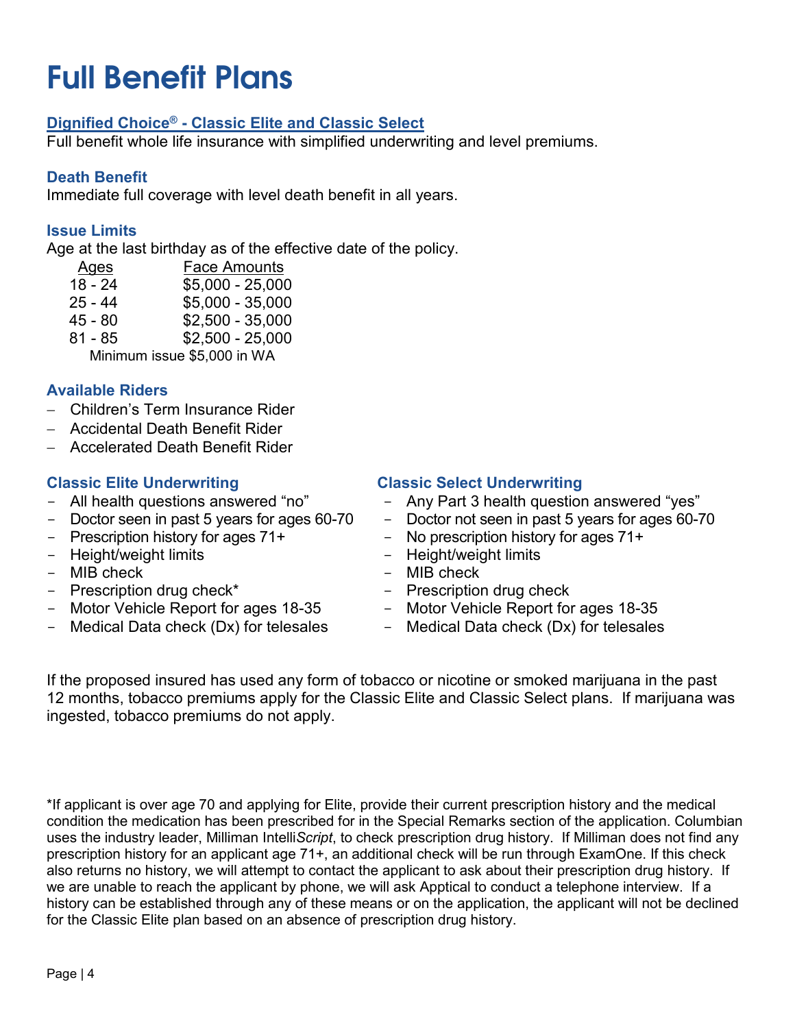# Full Benefit Plans

## Dignified Choice® - Classic Elite and Classic Select

Full benefit whole life insurance with simplified underwriting and level premiums.

### Death Benefit

Immediate full coverage with level death benefit in all years.

### Issue Limits

Age at the last birthday as of the effective date of the policy.

| Ages | Face Amounts |
|---|---|
| 18 - 24 | $5,000 - 25,000 |
| 25 - 44 | $5,000 - 35,000 |
| 45 - 80 | $2,500 - 35,000 |
| 81 - 85 | $2,500 - 25,000 |

Minimum issue $5,000 in WA

### Available Riders

- Children's Term Insurance Rider
- Accidental Death Benefit Rider
- Accelerated Death Benefit Rider

### Classic Elite Underwriting

- All health questions answered "no"
- Doctor seen in past 5 years for ages 60-70
- Prescription history for ages 71+
- Height/weight limits
- MIB check
- Prescription drug check*
- Motor Vehicle Report for ages 18-35
- Medical Data check (Dx) for telesales

### Classic Select Underwriting

- Any Part 3 health question answered "yes"
- Doctor not seen in past 5 years for ages 60-70
- No prescription history for ages 71+
- Height/weight limits
- MIB check
- Prescription drug check
- Motor Vehicle Report for ages 18-35
- Medical Data check (Dx) for telesales

If the proposed insured has used any form of tobacco or nicotine or smoked marijuana in the past 12 months, tobacco premiums apply for the Classic Elite and Classic Select plans. If marijuana was ingested, tobacco premiums do not apply.

*If applicant is over age 70 and applying for Elite, provide their current prescription history and the medical condition the medication has been prescribed for in the Special Remarks section of the application. Columbian uses the industry leader, Milliman Intelli*Script*, to check prescription drug history. If Milliman does not find any prescription history for an applicant age 71+, an additional check will be run through ExamOne. If this check also returns no history, we will attempt to contact the applicant to ask about their prescription drug history. If we are unable to reach the applicant by phone, we will ask Apptical to conduct a telephone interview. If a history can be established through any of these means or on the application, the applicant will not be declined for the Classic Elite plan based on an absence of prescription drug history.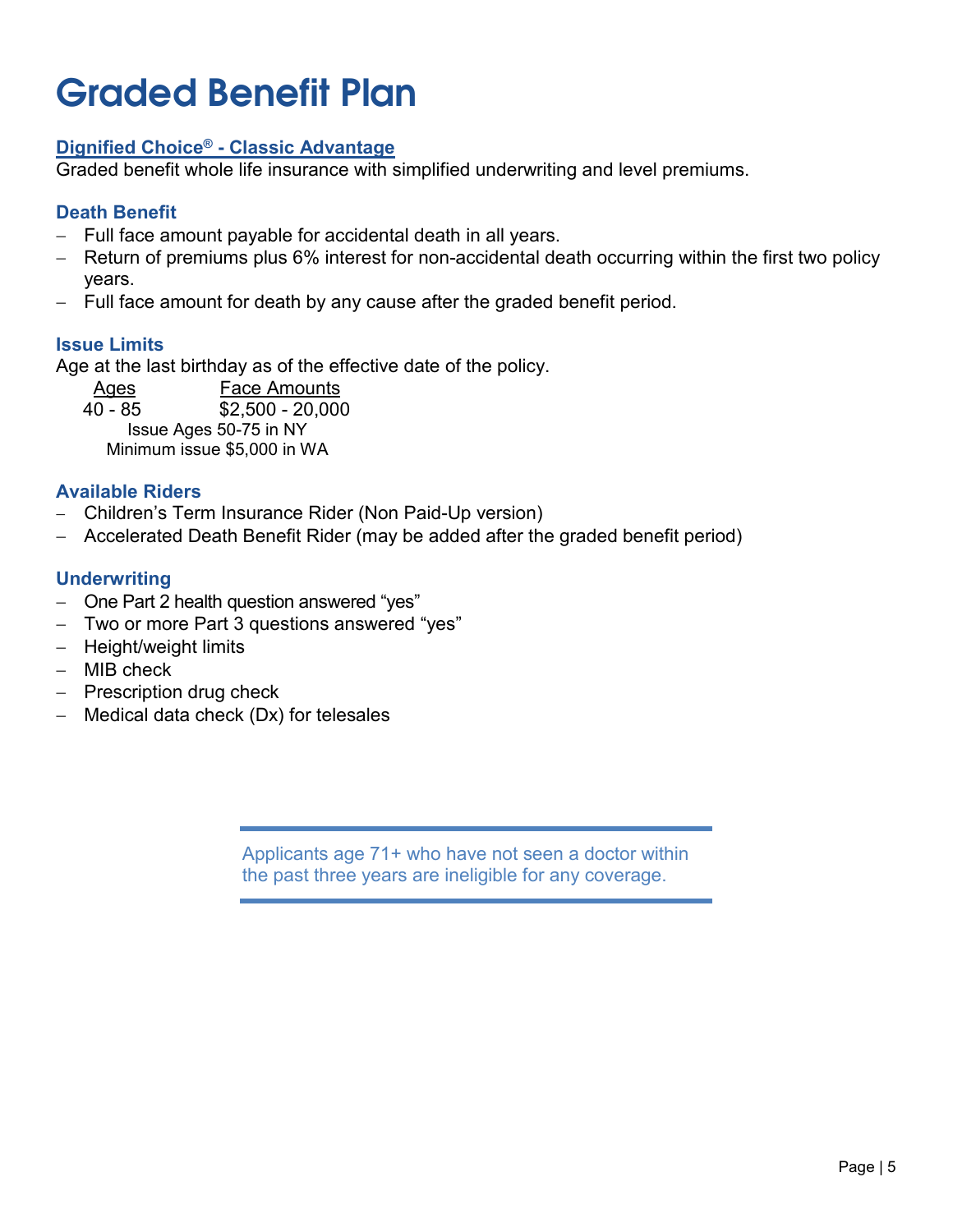# Graded Benefit Plan

**Dignified Choice® - Classic Advantage**

Graded benefit whole life insurance with simplified underwriting and level premiums.

### Death Benefit

- Full face amount payable for accidental death in all years.
- Return of premiums plus 6% interest for non-accidental death occurring within the first two policy years.
- Full face amount for death by any cause after the graded benefit period.

### Issue Limits

Age at the last birthday as of the effective date of the policy.

| Ages | Face Amounts |
|---|---|
| 40 - 85 | $2,500 - 20,000 |

Issue Ages 50-75 in NY

Minimum issue $5,000 in WA

### Available Riders

- Children's Term Insurance Rider (Non Paid-Up version)
- Accelerated Death Benefit Rider (may be added after the graded benefit period)

### Underwriting

- One Part 2 health question answered "yes"
- Two or more Part 3 questions answered "yes"
- Height/weight limits
- MIB check
- Prescription drug check
- Medical data check (Dx) for telesales

Applicants age 71+ who have not seen a doctor within the past three years are ineligible for any coverage.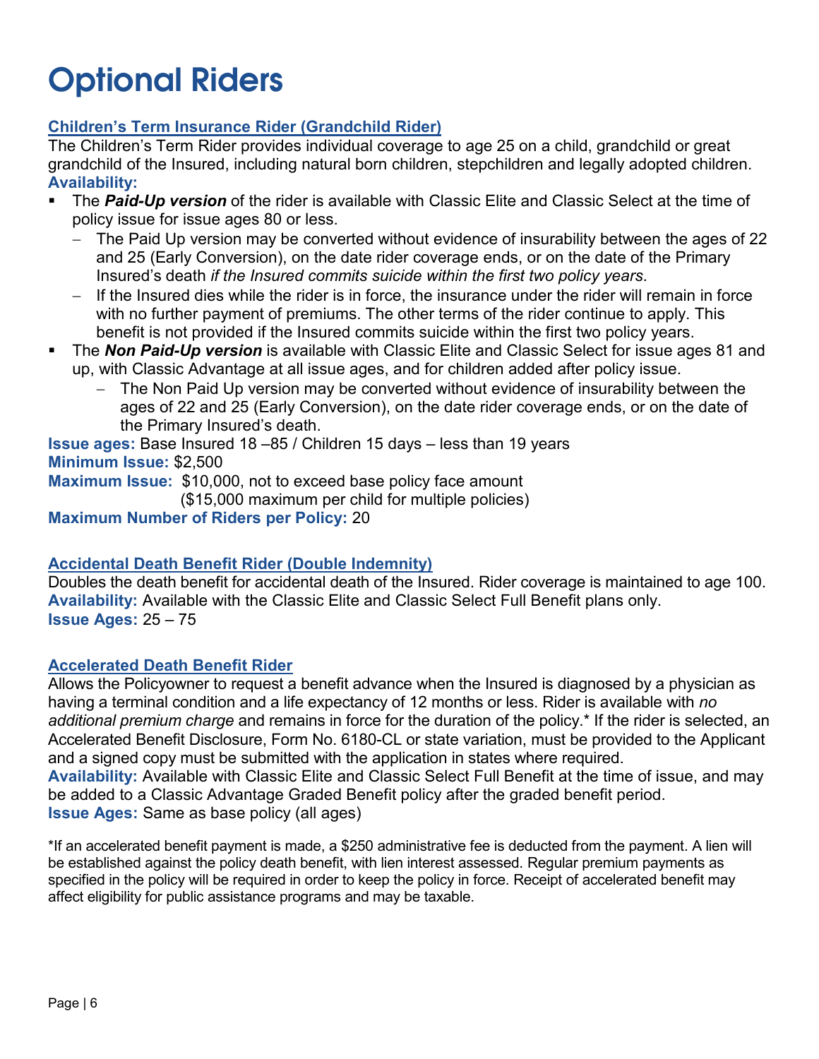# Optional Riders

## Children's Term Insurance Rider (Grandchild Rider)

The Children's Term Rider provides individual coverage to age 25 on a child, grandchild or great grandchild of the Insured, including natural born children, stepchildren and legally adopted children.

**Availability:**

- The ***Paid-Up version*** of the rider is available with Classic Elite and Classic Select at the time of policy issue for issue ages 80 or less.
  - The Paid Up version may be converted without evidence of insurability between the ages of 22 and 25 (Early Conversion), on the date rider coverage ends, or on the date of the Primary Insured's death *if the Insured commits suicide within the first two policy years*.
  - If the Insured dies while the rider is in force, the insurance under the rider will remain in force with no further payment of premiums. The other terms of the rider continue to apply. This benefit is not provided if the Insured commits suicide within the first two policy years.
- The ***Non Paid-Up version*** is available with Classic Elite and Classic Select for issue ages 81 and up, with Classic Advantage at all issue ages, and for children added after policy issue.
  - The Non Paid Up version may be converted without evidence of insurability between the ages of 22 and 25 (Early Conversion), on the date rider coverage ends, or on the date of the Primary Insured's death.

**Issue ages:** Base Insured 18 –85 / Children 15 days – less than 19 years

**Minimum Issue:** $2,500

**Maximum Issue:** $10,000, not to exceed base policy face amount
($15,000 maximum per child for multiple policies)

**Maximum Number of Riders per Policy:** 20

## Accidental Death Benefit Rider (Double Indemnity)

Doubles the death benefit for accidental death of the Insured. Rider coverage is maintained to age 100.

**Availability:** Available with the Classic Elite and Classic Select Full Benefit plans only.

**Issue Ages:** 25 – 75

## Accelerated Death Benefit Rider

Allows the Policyowner to request a benefit advance when the Insured is diagnosed by a physician as having a terminal condition and a life expectancy of 12 months or less. Rider is available with *no additional premium charge* and remains in force for the duration of the policy.* If the rider is selected, an Accelerated Benefit Disclosure, Form No. 6180-CL or state variation, must be provided to the Applicant and a signed copy must be submitted with the application in states where required.

**Availability:** Available with Classic Elite and Classic Select Full Benefit at the time of issue, and may be added to a Classic Advantage Graded Benefit policy after the graded benefit period.

**Issue Ages:** Same as base policy (all ages)

*If an accelerated benefit payment is made, a $250 administrative fee is deducted from the payment. A lien will be established against the policy death benefit, with lien interest assessed. Regular premium payments as specified in the policy will be required in order to keep the policy in force. Receipt of accelerated benefit may affect eligibility for public assistance programs and may be taxable.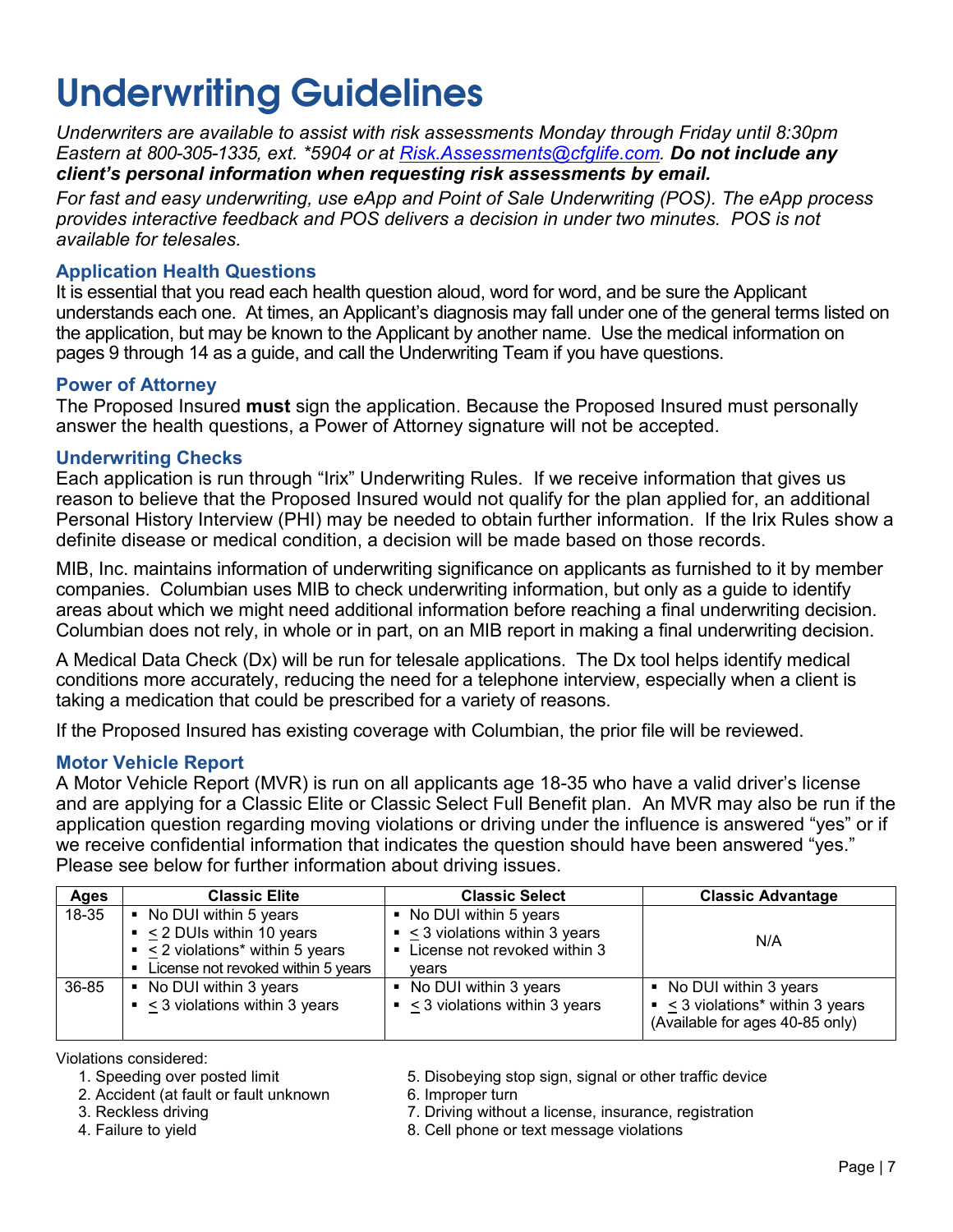# Underwriting Guidelines

*Underwriters are available to assist with risk assessments Monday through Friday until 8:30pm Eastern at 800-305-1335, ext. *5904 or at [Risk.Assessments@cfglife.com](mailto:Risk.Assessments@cfglife.com).* ***Do not include any client's personal information when requesting risk assessments by email.***

*For fast and easy underwriting, use eApp and Point of Sale Underwriting (POS). The eApp process provides interactive feedback and POS delivers a decision in under two minutes. POS is not available for telesales.*

### Application Health Questions

It is essential that you read each health question aloud, word for word, and be sure the Applicant understands each one. At times, an Applicant's diagnosis may fall under one of the general terms listed on the application, but may be known to the Applicant by another name. Use the medical information on pages 9 through 14 as a guide, and call the Underwriting Team if you have questions.

### Power of Attorney

The Proposed Insured **must** sign the application. Because the Proposed Insured must personally answer the health questions, a Power of Attorney signature will not be accepted.

### Underwriting Checks

Each application is run through "Irix" Underwriting Rules. If we receive information that gives us reason to believe that the Proposed Insured would not qualify for the plan applied for, an additional Personal History Interview (PHI) may be needed to obtain further information. If the Irix Rules show a definite disease or medical condition, a decision will be made based on those records.

MIB, Inc. maintains information of underwriting significance on applicants as furnished to it by member companies. Columbian uses MIB to check underwriting information, but only as a guide to identify areas about which we might need additional information before reaching a final underwriting decision. Columbian does not rely, in whole or in part, on an MIB report in making a final underwriting decision.

A Medical Data Check (Dx) will be run for telesale applications. The Dx tool helps identify medical conditions more accurately, reducing the need for a telephone interview, especially when a client is taking a medication that could be prescribed for a variety of reasons.

If the Proposed Insured has existing coverage with Columbian, the prior file will be reviewed.

### Motor Vehicle Report

A Motor Vehicle Report (MVR) is run on all applicants age 18-35 who have a valid driver's license and are applying for a Classic Elite or Classic Select Full Benefit plan. An MVR may also be run if the application question regarding moving violations or driving under the influence is answered "yes" or if we receive confidential information that indicates the question should have been answered "yes." Please see below for further information about driving issues.

| Ages | Classic Elite | Classic Select | Classic Advantage |
|---|---|---|---|
| 18-35 | ▪ No DUI within 5 years<br>▪ ≤ 2 DUIs within 10 years<br>▪ ≤ 2 violations* within 5 years<br>▪ License not revoked within 5 years | ▪ No DUI within 5 years<br>▪ ≤ 3 violations within 3 years<br>▪ License not revoked within 3 years | N/A |
| 36-85 | ▪ No DUI within 3 years<br>▪ ≤ 3 violations within 3 years | ▪ No DUI within 3 years<br>▪ ≤ 3 violations within 3 years | ▪ No DUI within 3 years<br>▪ ≤ 3 violations* within 3 years<br>(Available for ages 40-85 only) |

Violations considered:

1. Speeding over posted limit
2. Accident (at fault or fault unknown
3. Reckless driving
4. Failure to yield
5. Disobeying stop sign, signal or other traffic device
6. Improper turn
7. Driving without a license, insurance, registration
8. Cell phone or text message violations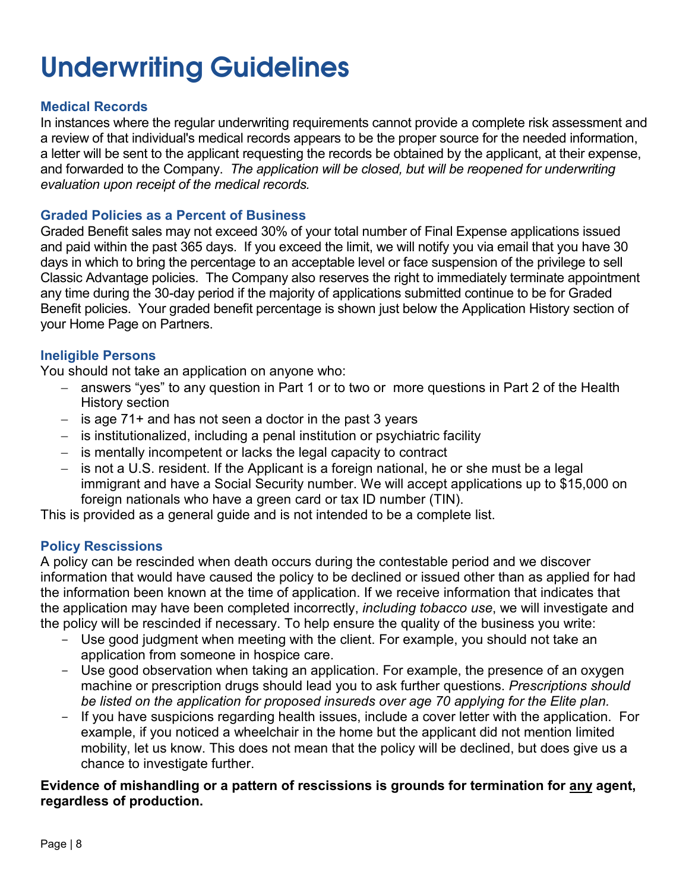# Underwriting Guidelines

### Medical Records

In instances where the regular underwriting requirements cannot provide a complete risk assessment and a review of that individual's medical records appears to be the proper source for the needed information, a letter will be sent to the applicant requesting the records be obtained by the applicant, at their expense, and forwarded to the Company. *The application will be closed, but will be reopened for underwriting evaluation upon receipt of the medical records.*

### Graded Policies as a Percent of Business

Graded Benefit sales may not exceed 30% of your total number of Final Expense applications issued and paid within the past 365 days. If you exceed the limit, we will notify you via email that you have 30 days in which to bring the percentage to an acceptable level or face suspension of the privilege to sell Classic Advantage policies. The Company also reserves the right to immediately terminate appointment any time during the 30-day period if the majority of applications submitted continue to be for Graded Benefit policies. Your graded benefit percentage is shown just below the Application History section of your Home Page on Partners.

### Ineligible Persons

You should not take an application on anyone who:

- answers "yes" to any question in Part 1 or to two or more questions in Part 2 of the Health History section
- is age 71+ and has not seen a doctor in the past 3 years
- is institutionalized, including a penal institution or psychiatric facility
- is mentally incompetent or lacks the legal capacity to contract
- is not a U.S. resident. If the Applicant is a foreign national, he or she must be a legal immigrant and have a Social Security number. We will accept applications up to $15,000 on foreign nationals who have a green card or tax ID number (TIN).

This is provided as a general guide and is not intended to be a complete list.

### Policy Rescissions

A policy can be rescinded when death occurs during the contestable period and we discover information that would have caused the policy to be declined or issued other than as applied for had the information been known at the time of application. If we receive information that indicates that the application may have been completed incorrectly, *including tobacco use*, we will investigate and the policy will be rescinded if necessary. To help ensure the quality of the business you write:

- Use good judgment when meeting with the client. For example, you should not take an application from someone in hospice care.
- Use good observation when taking an application. For example, the presence of an oxygen machine or prescription drugs should lead you to ask further questions. *Prescriptions should be listed on the application for proposed insureds over age 70 applying for the Elite plan.*
- If you have suspicions regarding health issues, include a cover letter with the application. For example, if you noticed a wheelchair in the home but the applicant did not mention limited mobility, let us know. This does not mean that the policy will be declined, but does give us a chance to investigate further.

**Evidence of mishandling or a pattern of rescissions is grounds for termination for <u>any</u> agent, regardless of production.**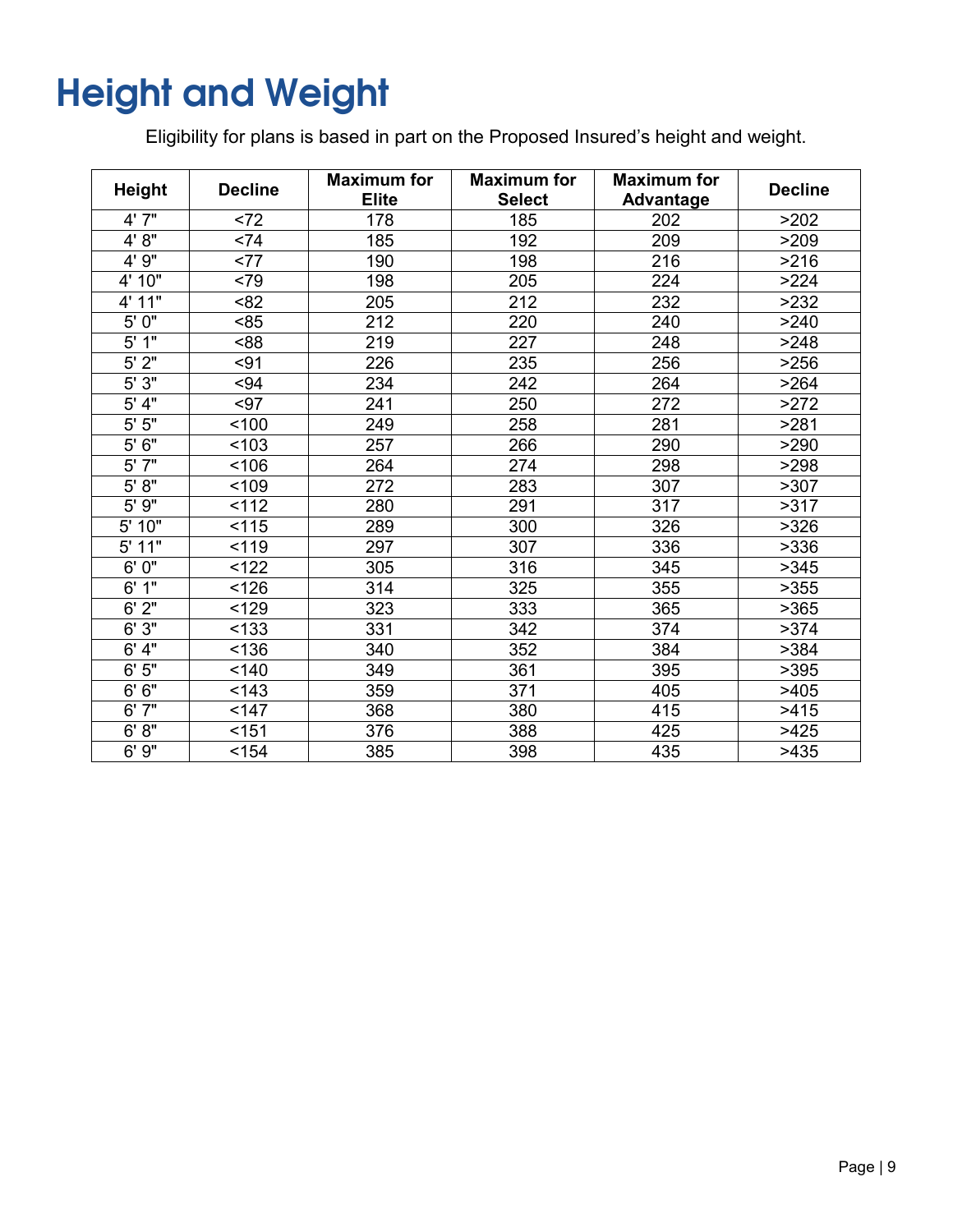# Height and Weight

Eligibility for plans is based in part on the Proposed Insured's height and weight.

| Height | Decline | Maximum for Elite | Maximum for Select | Maximum for Advantage | Decline |
|---|---|---|---|---|---|
| 4' 7" | <72 | 178 | 185 | 202 | >202 |
| 4' 8" | <74 | 185 | 192 | 209 | >209 |
| 4' 9" | <77 | 190 | 198 | 216 | >216 |
| 4' 10" | <79 | 198 | 205 | 224 | >224 |
| 4' 11" | <82 | 205 | 212 | 232 | >232 |
| 5' 0" | <85 | 212 | 220 | 240 | >240 |
| 5' 1" | <88 | 219 | 227 | 248 | >248 |
| 5' 2" | <91 | 226 | 235 | 256 | >256 |
| 5' 3" | <94 | 234 | 242 | 264 | >264 |
| 5' 4" | <97 | 241 | 250 | 272 | >272 |
| 5' 5" | <100 | 249 | 258 | 281 | >281 |
| 5' 6" | <103 | 257 | 266 | 290 | >290 |
| 5' 7" | <106 | 264 | 274 | 298 | >298 |
| 5' 8" | <109 | 272 | 283 | 307 | >307 |
| 5' 9" | <112 | 280 | 291 | 317 | >317 |
| 5' 10" | <115 | 289 | 300 | 326 | >326 |
| 5' 11" | <119 | 297 | 307 | 336 | >336 |
| 6' 0" | <122 | 305 | 316 | 345 | >345 |
| 6' 1" | <126 | 314 | 325 | 355 | >355 |
| 6' 2" | <129 | 323 | 333 | 365 | >365 |
| 6' 3" | <133 | 331 | 342 | 374 | >374 |
| 6' 4" | <136 | 340 | 352 | 384 | >384 |
| 6' 5" | <140 | 349 | 361 | 395 | >395 |
| 6' 6" | <143 | 359 | 371 | 405 | >405 |
| 6' 7" | <147 | 368 | 380 | 415 | >415 |
| 6' 8" | <151 | 376 | 388 | 425 | >425 |
| 6' 9" | <154 | 385 | 398 | 435 | >435 |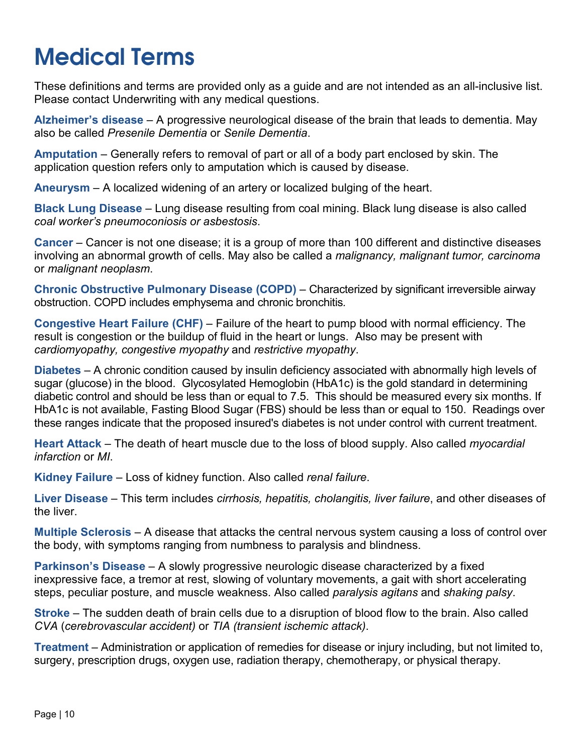# Medical Terms

These definitions and terms are provided only as a guide and are not intended as an all-inclusive list. Please contact Underwriting with any medical questions.

**Alzheimer's disease** – A progressive neurological disease of the brain that leads to dementia. May also be called *Presenile Dementia* or *Senile Dementia*.

**Amputation** – Generally refers to removal of part or all of a body part enclosed by skin. The application question refers only to amputation which is caused by disease.

**Aneurysm** – A localized widening of an artery or localized bulging of the heart.

**Black Lung Disease** – Lung disease resulting from coal mining. Black lung disease is also called *coal worker's pneumoconiosis or asbestosis*.

**Cancer** – Cancer is not one disease; it is a group of more than 100 different and distinctive diseases involving an abnormal growth of cells. May also be called a *malignancy, malignant tumor, carcinoma* or *malignant neoplasm*.

**Chronic Obstructive Pulmonary Disease (COPD)** – Characterized by significant irreversible airway obstruction. COPD includes emphysema and chronic bronchitis.

**Congestive Heart Failure (CHF)** – Failure of the heart to pump blood with normal efficiency. The result is congestion or the buildup of fluid in the heart or lungs. Also may be present with *cardiomyopathy, congestive myopathy* and *restrictive myopathy*.

**Diabetes** – A chronic condition caused by insulin deficiency associated with abnormally high levels of sugar (glucose) in the blood. Glycosylated Hemoglobin (HbA1c) is the gold standard in determining diabetic control and should be less than or equal to 7.5. This should be measured every six months. If HbA1c is not available, Fasting Blood Sugar (FBS) should be less than or equal to 150. Readings over these ranges indicate that the proposed insured's diabetes is not under control with current treatment.

**Heart Attack** – The death of heart muscle due to the loss of blood supply. Also called *myocardial infarction* or *MI*.

**Kidney Failure** – Loss of kidney function. Also called *renal failure*.

**Liver Disease** – This term includes *cirrhosis, hepatitis, cholangitis, liver failure*, and other diseases of the liver.

**Multiple Sclerosis** – A disease that attacks the central nervous system causing a loss of control over the body, with symptoms ranging from numbness to paralysis and blindness.

**Parkinson's Disease** – A slowly progressive neurologic disease characterized by a fixed inexpressive face, a tremor at rest, slowing of voluntary movements, a gait with short accelerating steps, peculiar posture, and muscle weakness. Also called *paralysis agitans* and *shaking palsy*.

**Stroke** – The sudden death of brain cells due to a disruption of blood flow to the brain. Also called *CVA* (*cerebrovascular accident)* or *TIA (transient ischemic attack)*.

**Treatment** – Administration or application of remedies for disease or injury including, but not limited to, surgery, prescription drugs, oxygen use, radiation therapy, chemotherapy, or physical therapy.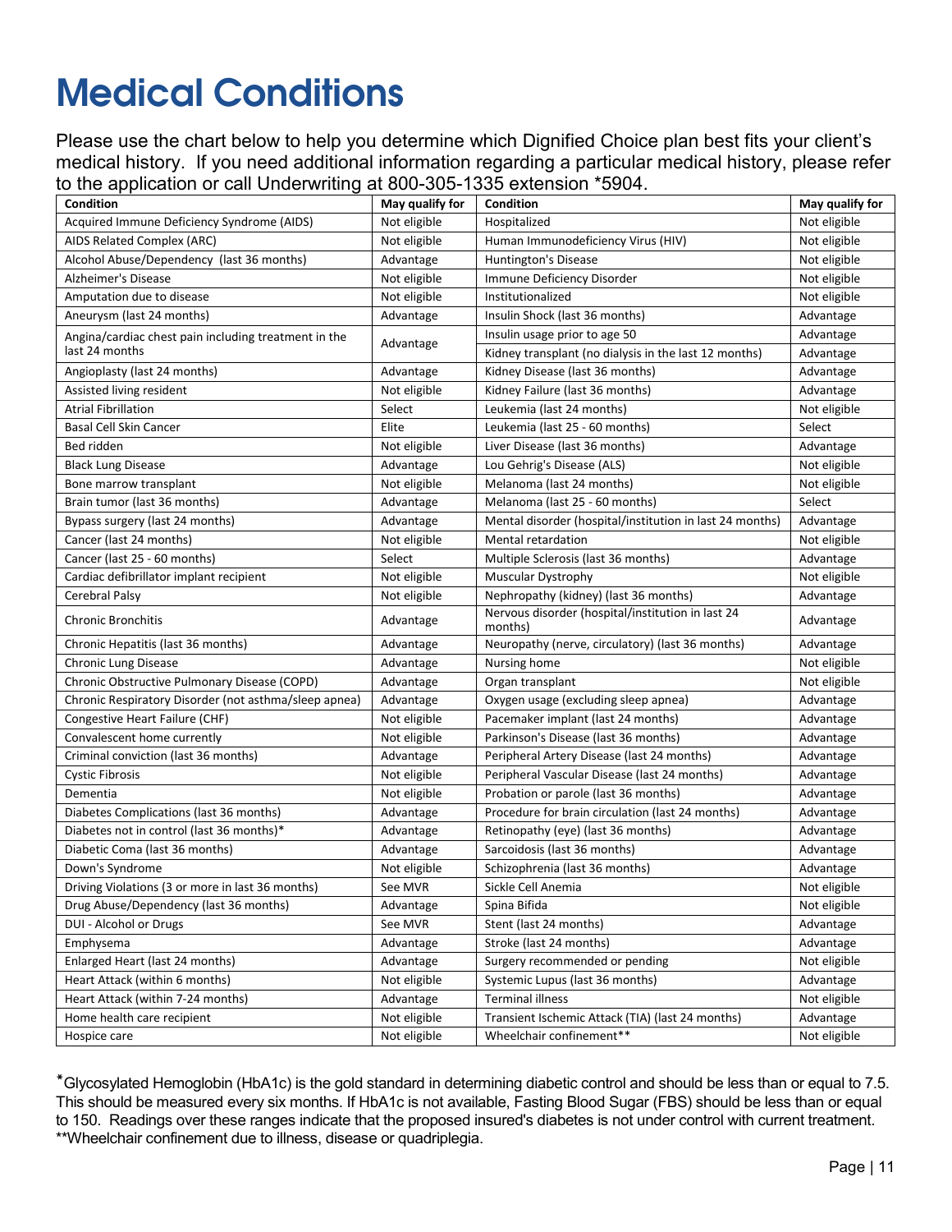# Medical Conditions

Please use the chart below to help you determine which Dignified Choice plan best fits your client's medical history. If you need additional information regarding a particular medical history, please refer to the application or call Underwriting at 800-305-1335 extension *5904.

| Condition | May qualify for | Condition | May qualify for |
|---|---|---|---|
| Acquired Immune Deficiency Syndrome (AIDS) | Not eligible | Hospitalized | Not eligible |
| AIDS Related Complex (ARC) | Not eligible | Human Immunodeficiency Virus (HIV) | Not eligible |
| Alcohol Abuse/Dependency (last 36 months) | Advantage | Huntington's Disease | Not eligible |
| Alzheimer's Disease | Not eligible | Immune Deficiency Disorder | Not eligible |
| Amputation due to disease | Not eligible | Institutionalized | Not eligible |
| Aneurysm (last 24 months) | Advantage | Insulin Shock (last 36 months) | Advantage |
| Angina/cardiac chest pain including treatment in the last 24 months | Advantage | Insulin usage prior to age 50 | Advantage |
| | | Kidney transplant (no dialysis in the last 12 months) | Advantage |
| Angioplasty (last 24 months) | Advantage | Kidney Disease (last 36 months) | Advantage |
| Assisted living resident | Not eligible | Kidney Failure (last 36 months) | Advantage |
| Atrial Fibrillation | Select | Leukemia (last 24 months) | Not eligible |
| Basal Cell Skin Cancer | Elite | Leukemia (last 25 - 60 months) | Select |
| Bed ridden | Not eligible | Liver Disease (last 36 months) | Advantage |
| Black Lung Disease | Advantage | Lou Gehrig's Disease (ALS) | Not eligible |
| Bone marrow transplant | Not eligible | Melanoma (last 24 months) | Not eligible |
| Brain tumor (last 36 months) | Advantage | Melanoma (last 25 - 60 months) | Select |
| Bypass surgery (last 24 months) | Advantage | Mental disorder (hospital/institution in last 24 months) | Advantage |
| Cancer (last 24 months) | Not eligible | Mental retardation | Not eligible |
| Cancer (last 25 - 60 months) | Select | Multiple Sclerosis (last 36 months) | Advantage |
| Cardiac defibrillator implant recipient | Not eligible | Muscular Dystrophy | Not eligible |
| Cerebral Palsy | Not eligible | Nephropathy (kidney) (last 36 months) | Advantage |
| Chronic Bronchitis | Advantage | Nervous disorder (hospital/institution in last 24 months) | Advantage |
| Chronic Hepatitis (last 36 months) | Advantage | Neuropathy (nerve, circulatory) (last 36 months) | Advantage |
| Chronic Lung Disease | Advantage | Nursing home | Not eligible |
| Chronic Obstructive Pulmonary Disease (COPD) | Advantage | Organ transplant | Not eligible |
| Chronic Respiratory Disorder (not asthma/sleep apnea) | Advantage | Oxygen usage (excluding sleep apnea) | Advantage |
| Congestive Heart Failure (CHF) | Not eligible | Pacemaker implant (last 24 months) | Advantage |
| Convalescent home currently | Not eligible | Parkinson's Disease (last 36 months) | Advantage |
| Criminal conviction (last 36 months) | Advantage | Peripheral Artery Disease (last 24 months) | Advantage |
| Cystic Fibrosis | Not eligible | Peripheral Vascular Disease (last 24 months) | Advantage |
| Dementia | Not eligible | Probation or parole (last 36 months) | Advantage |
| Diabetes Complications (last 36 months) | Advantage | Procedure for brain circulation (last 24 months) | Advantage |
| Diabetes not in control (last 36 months)* | Advantage | Retinopathy (eye) (last 36 months) | Advantage |
| Diabetic Coma (last 36 months) | Advantage | Sarcoidosis (last 36 months) | Advantage |
| Down's Syndrome | Not eligible | Schizophrenia (last 36 months) | Advantage |
| Driving Violations (3 or more in last 36 months) | See MVR | Sickle Cell Anemia | Not eligible |
| Drug Abuse/Dependency (last 36 months) | Advantage | Spina Bifida | Not eligible |
| DUI - Alcohol or Drugs | See MVR | Stent (last 24 months) | Advantage |
| Emphysema | Advantage | Stroke (last 24 months) | Advantage |
| Enlarged Heart (last 24 months) | Advantage | Surgery recommended or pending | Not eligible |
| Heart Attack (within 6 months) | Not eligible | Systemic Lupus (last 36 months) | Advantage |
| Heart Attack (within 7-24 months) | Advantage | Terminal illness | Not eligible |
| Home health care recipient | Not eligible | Transient Ischemic Attack (TIA) (last 24 months) | Advantage |
| Hospice care | Not eligible | Wheelchair confinement** | Not eligible |

*Glycosylated Hemoglobin (HbA1c) is the gold standard in determining diabetic control and should be less than or equal to 7.5. This should be measured every six months. If HbA1c is not available, Fasting Blood Sugar (FBS) should be less than or equal to 150. Readings over these ranges indicate that the proposed insured's diabetes is not under control with current treatment.
**Wheelchair confinement due to illness, disease or quadriplegia.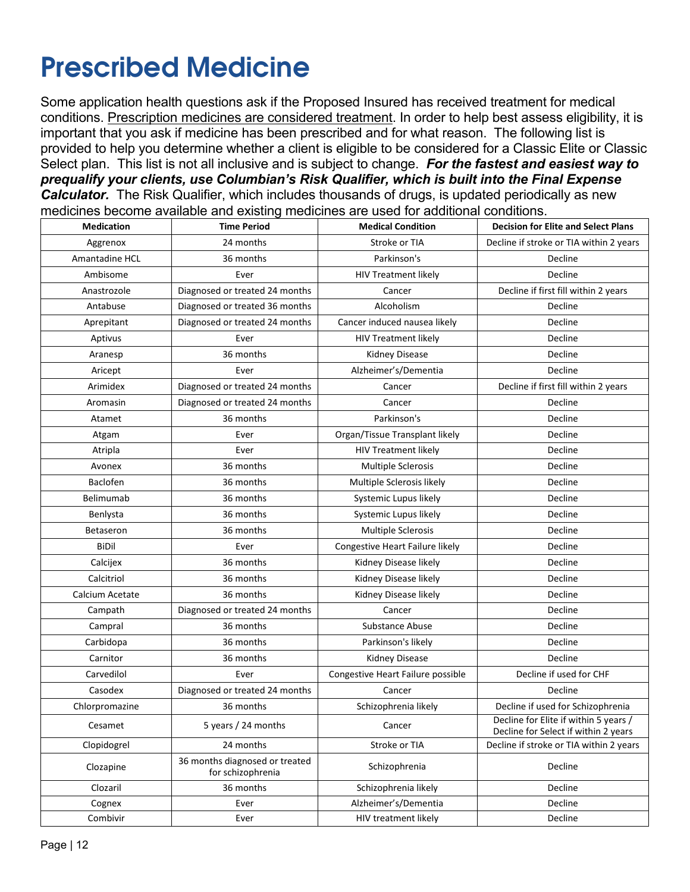# Prescribed Medicine

Some application health questions ask if the Proposed Insured has received treatment for medical conditions. Prescription medicines are considered treatment. In order to help best assess eligibility, it is important that you ask if medicine has been prescribed and for what reason. The following list is provided to help you determine whether a client is eligible to be considered for a Classic Elite or Classic Select plan. This list is not all inclusive and is subject to change. ***For the fastest and easiest way to prequalify your clients, use Columbian's Risk Qualifier, which is built into the Final Expense Calculator.*** The Risk Qualifier, which includes thousands of drugs, is updated periodically as new medicines become available and existing medicines are used for additional conditions.

| Medication | Time Period | Medical Condition | Decision for Elite and Select Plans |
|---|---|---|---|
| Aggrenox | 24 months | Stroke or TIA | Decline if stroke or TIA within 2 years |
| Amantadine HCL | 36 months | Parkinson's | Decline |
| Ambisome | Ever | HIV Treatment likely | Decline |
| Anastrozole | Diagnosed or treated 24 months | Cancer | Decline if first fill within 2 years |
| Antabuse | Diagnosed or treated 36 months | Alcoholism | Decline |
| Aprepitant | Diagnosed or treated 24 months | Cancer induced nausea likely | Decline |
| Aptivus | Ever | HIV Treatment likely | Decline |
| Aranesp | 36 months | Kidney Disease | Decline |
| Aricept | Ever | Alzheimer's/Dementia | Decline |
| Arimidex | Diagnosed or treated 24 months | Cancer | Decline if first fill within 2 years |
| Aromasin | Diagnosed or treated 24 months | Cancer | Decline |
| Atamet | 36 months | Parkinson's | Decline |
| Atgam | Ever | Organ/Tissue Transplant likely | Decline |
| Atripla | Ever | HIV Treatment likely | Decline |
| Avonex | 36 months | Multiple Sclerosis | Decline |
| Baclofen | 36 months | Multiple Sclerosis likely | Decline |
| Belimumab | 36 months | Systemic Lupus likely | Decline |
| Benlysta | 36 months | Systemic Lupus likely | Decline |
| Betaseron | 36 months | Multiple Sclerosis | Decline |
| BiDil | Ever | Congestive Heart Failure likely | Decline |
| Calcijex | 36 months | Kidney Disease likely | Decline |
| Calcitriol | 36 months | Kidney Disease likely | Decline |
| Calcium Acetate | 36 months | Kidney Disease likely | Decline |
| Campath | Diagnosed or treated 24 months | Cancer | Decline |
| Campral | 36 months | Substance Abuse | Decline |
| Carbidopa | 36 months | Parkinson's likely | Decline |
| Carnitor | 36 months | Kidney Disease | Decline |
| Carvedilol | Ever | Congestive Heart Failure possible | Decline if used for CHF |
| Casodex | Diagnosed or treated 24 months | Cancer | Decline |
| Chlorpromazine | 36 months | Schizophrenia likely | Decline if used for Schizophrenia |
| Cesamet | 5 years / 24 months | Cancer | Decline for Elite if within 5 years / Decline for Select if within 2 years |
| Clopidogrel | 24 months | Stroke or TIA | Decline if stroke or TIA within 2 years |
| Clozapine | 36 months diagnosed or treated for schizophrenia | Schizophrenia | Decline |
| Clozaril | 36 months | Schizophrenia likely | Decline |
| Cognex | Ever | Alzheimer's/Dementia | Decline |
| Combivir | Ever | HIV treatment likely | Decline |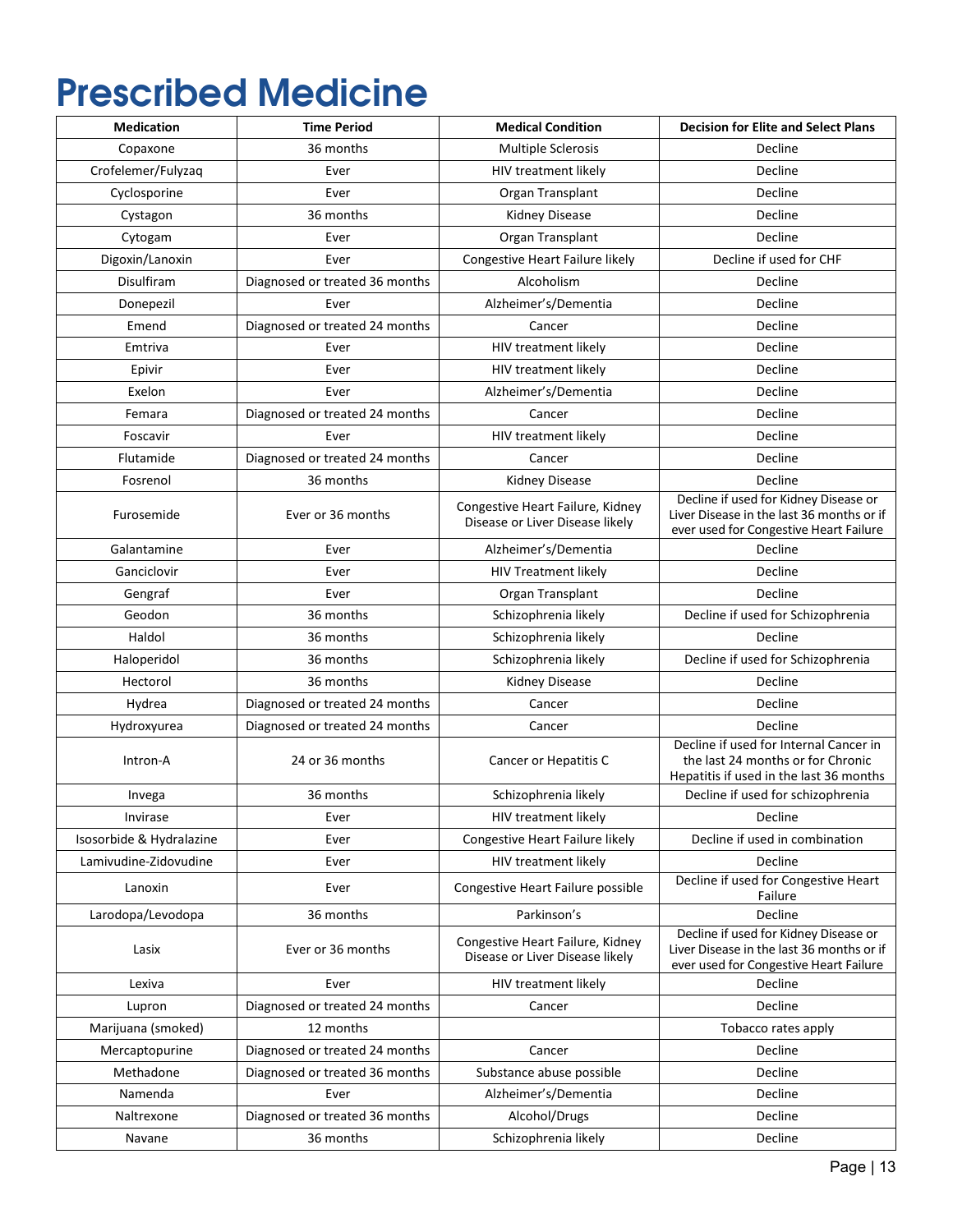# Prescribed Medicine

| Medication | Time Period | Medical Condition | Decision for Elite and Select Plans |
|---|---|---|---|
| Copaxone | 36 months | Multiple Sclerosis | Decline |
| Crofelemer/Fulyzaq | Ever | HIV treatment likely | Decline |
| Cyclosporine | Ever | Organ Transplant | Decline |
| Cystagon | 36 months | Kidney Disease | Decline |
| Cytogam | Ever | Organ Transplant | Decline |
| Digoxin/Lanoxin | Ever | Congestive Heart Failure likely | Decline if used for CHF |
| Disulfiram | Diagnosed or treated 36 months | Alcoholism | Decline |
| Donepezil | Ever | Alzheimer's/Dementia | Decline |
| Emend | Diagnosed or treated 24 months | Cancer | Decline |
| Emtriva | Ever | HIV treatment likely | Decline |
| Epivir | Ever | HIV treatment likely | Decline |
| Exelon | Ever | Alzheimer's/Dementia | Decline |
| Femara | Diagnosed or treated 24 months | Cancer | Decline |
| Foscavir | Ever | HIV treatment likely | Decline |
| Flutamide | Diagnosed or treated 24 months | Cancer | Decline |
| Fosrenol | 36 months | Kidney Disease | Decline |
| Furosemide | Ever or 36 months | Congestive Heart Failure, Kidney Disease or Liver Disease likely | Decline if used for Kidney Disease or Liver Disease in the last 36 months or if ever used for Congestive Heart Failure |
| Galantamine | Ever | Alzheimer's/Dementia | Decline |
| Ganciclovir | Ever | HIV Treatment likely | Decline |
| Gengraf | Ever | Organ Transplant | Decline |
| Geodon | 36 months | Schizophrenia likely | Decline if used for Schizophrenia |
| Haldol | 36 months | Schizophrenia likely | Decline |
| Haloperidol | 36 months | Schizophrenia likely | Decline if used for Schizophrenia |
| Hectorol | 36 months | Kidney Disease | Decline |
| Hydrea | Diagnosed or treated 24 months | Cancer | Decline |
| Hydroxyurea | Diagnosed or treated 24 months | Cancer | Decline |
| Intron-A | 24 or 36 months | Cancer or Hepatitis C | Decline if used for Internal Cancer in the last 24 months or for Chronic Hepatitis if used in the last 36 months |
| Invega | 36 months | Schizophrenia likely | Decline if used for schizophrenia |
| Invirase | Ever | HIV treatment likely | Decline |
| Isosorbide & Hydralazine | Ever | Congestive Heart Failure likely | Decline if used in combination |
| Lamivudine-Zidovudine | Ever | HIV treatment likely | Decline |
| Lanoxin | Ever | Congestive Heart Failure possible | Decline if used for Congestive Heart Failure |
| Larodopa/Levodopa | 36 months | Parkinson's | Decline |
| Lasix | Ever or 36 months | Congestive Heart Failure, Kidney Disease or Liver Disease likely | Decline if used for Kidney Disease or Liver Disease in the last 36 months or if ever used for Congestive Heart Failure |
| Lexiva | Ever | HIV treatment likely | Decline |
| Lupron | Diagnosed or treated 24 months | Cancer | Decline |
| Marijuana (smoked) | 12 months | | Tobacco rates apply |
| Mercaptopurine | Diagnosed or treated 24 months | Cancer | Decline |
| Methadone | Diagnosed or treated 36 months | Substance abuse possible | Decline |
| Namenda | Ever | Alzheimer's/Dementia | Decline |
| Naltrexone | Diagnosed or treated 36 months | Alcohol/Drugs | Decline |
| Navane | 36 months | Schizophrenia likely | Decline |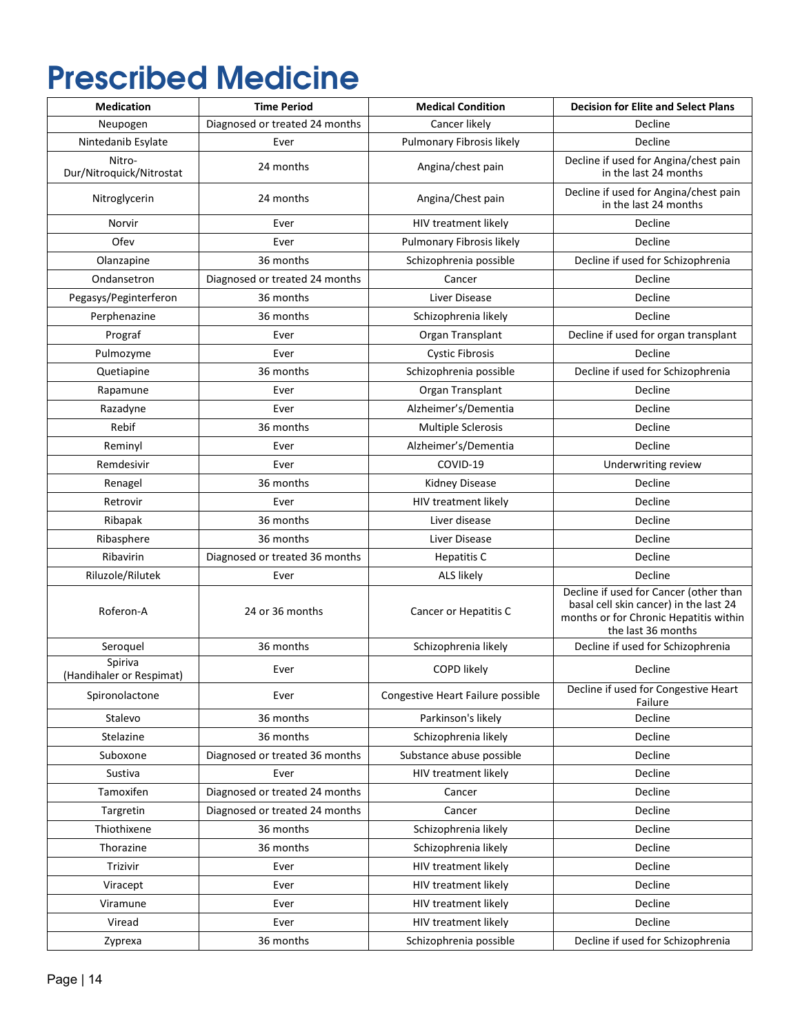# Prescribed Medicine

| Medication | Time Period | Medical Condition | Decision for Elite and Select Plans |
|---|---|---|---|
| Neupogen | Diagnosed or treated 24 months | Cancer likely | Decline |
| Nintedanib Esylate | Ever | Pulmonary Fibrosis likely | Decline |
| Nitro-Dur/Nitroquick/Nitrostat | 24 months | Angina/chest pain | Decline if used for Angina/chest pain in the last 24 months |
| Nitroglycerin | 24 months | Angina/Chest pain | Decline if used for Angina/chest pain in the last 24 months |
| Norvir | Ever | HIV treatment likely | Decline |
| Ofev | Ever | Pulmonary Fibrosis likely | Decline |
| Olanzapine | 36 months | Schizophrenia possible | Decline if used for Schizophrenia |
| Ondansetron | Diagnosed or treated 24 months | Cancer | Decline |
| Pegasys/Peginterferon | 36 months | Liver Disease | Decline |
| Perphenazine | 36 months | Schizophrenia likely | Decline |
| Prograf | Ever | Organ Transplant | Decline if used for organ transplant |
| Pulmozyme | Ever | Cystic Fibrosis | Decline |
| Quetiapine | 36 months | Schizophrenia possible | Decline if used for Schizophrenia |
| Rapamune | Ever | Organ Transplant | Decline |
| Razadyne | Ever | Alzheimer's/Dementia | Decline |
| Rebif | 36 months | Multiple Sclerosis | Decline |
| Reminyl | Ever | Alzheimer's/Dementia | Decline |
| Remdesivir | Ever | COVID-19 | Underwriting review |
| Renagel | 36 months | Kidney Disease | Decline |
| Retrovir | Ever | HIV treatment likely | Decline |
| Ribapak | 36 months | Liver disease | Decline |
| Ribasphere | 36 months | Liver Disease | Decline |
| Ribavirin | Diagnosed or treated 36 months | Hepatitis C | Decline |
| Riluzole/Rilutek | Ever | ALS likely | Decline |
| Roferon-A | 24 or 36 months | Cancer or Hepatitis C | Decline if used for Cancer (other than basal cell skin cancer) in the last 24 months or for Chronic Hepatitis within the last 36 months |
| Seroquel | 36 months | Schizophrenia likely | Decline if used for Schizophrenia |
| Spiriva (Handihaler or Respimat) | Ever | COPD likely | Decline |
| Spironolactone | Ever | Congestive Heart Failure possible | Decline if used for Congestive Heart Failure |
| Stalevo | 36 months | Parkinson's likely | Decline |
| Stelazine | 36 months | Schizophrenia likely | Decline |
| Suboxone | Diagnosed or treated 36 months | Substance abuse possible | Decline |
| Sustiva | Ever | HIV treatment likely | Decline |
| Tamoxifen | Diagnosed or treated 24 months | Cancer | Decline |
| Targretin | Diagnosed or treated 24 months | Cancer | Decline |
| Thiothixene | 36 months | Schizophrenia likely | Decline |
| Thorazine | 36 months | Schizophrenia likely | Decline |
| Trizivir | Ever | HIV treatment likely | Decline |
| Viracept | Ever | HIV treatment likely | Decline |
| Viramune | Ever | HIV treatment likely | Decline |
| Viread | Ever | HIV treatment likely | Decline |
| Zyprexa | 36 months | Schizophrenia possible | Decline if used for Schizophrenia |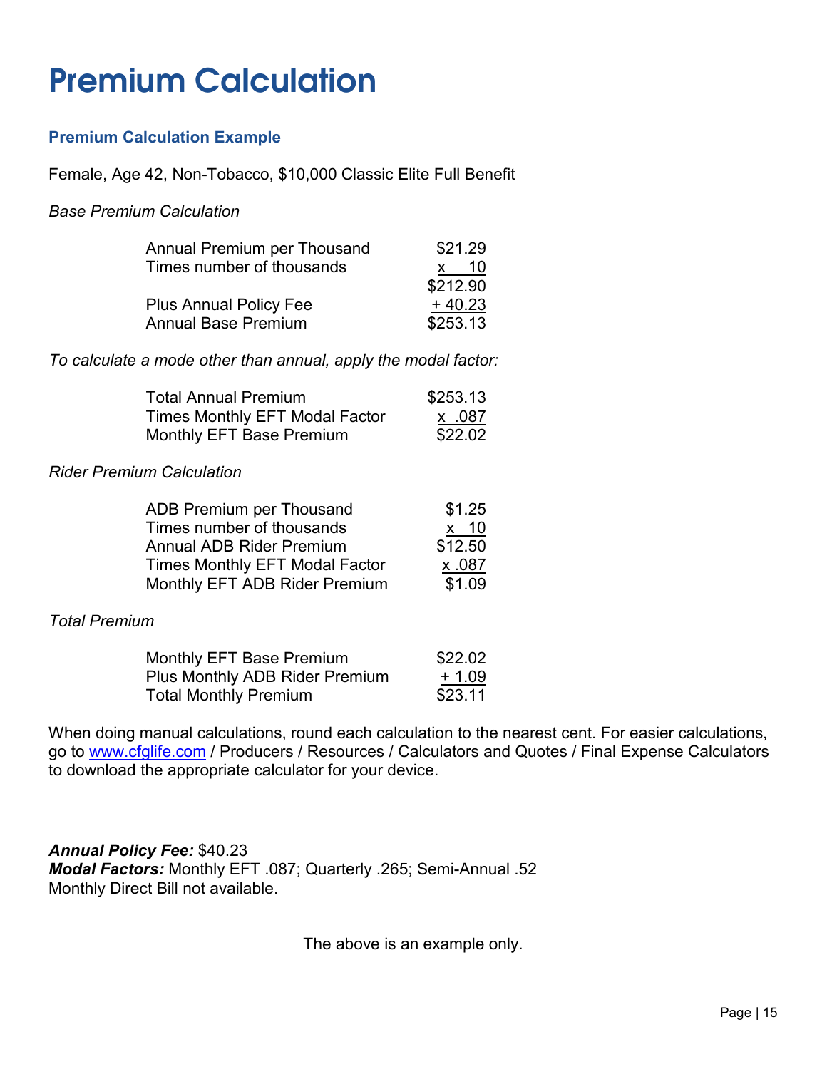# Premium Calculation

## Premium Calculation Example

Female, Age 42, Non-Tobacco, $10,000 Classic Elite Full Benefit

*Base Premium Calculation*

| | |
|---|---|
| Annual Premium per Thousand | $21.29 |
| Times number of thousands | x 10 |
| | $212.90 |
| Plus Annual Policy Fee | + 40.23 |
| Annual Base Premium | $253.13 |

*To calculate a mode other than annual, apply the modal factor:*

| | |
|---|---|
| Total Annual Premium | $253.13 |
| Times Monthly EFT Modal Factor | x .087 |
| Monthly EFT Base Premium | $22.02 |

*Rider Premium Calculation*

| | |
|---|---|
| ADB Premium per Thousand | $1.25 |
| Times number of thousands | x 10 |
| Annual ADB Rider Premium | $12.50 |
| Times Monthly EFT Modal Factor | x .087 |
| Monthly EFT ADB Rider Premium | $1.09 |

*Total Premium*

| | |
|---|---|
| Monthly EFT Base Premium | $22.02 |
| Plus Monthly ADB Rider Premium | + 1.09 |
| Total Monthly Premium | $23.11 |

When doing manual calculations, round each calculation to the nearest cent. For easier calculations, go to www.cfglife.com / Producers / Resources / Calculators and Quotes / Final Expense Calculators to download the appropriate calculator for your device.

***Annual Policy Fee:*** $40.23
***Modal Factors:*** Monthly EFT .087; Quarterly .265; Semi-Annual .52
Monthly Direct Bill not available.

The above is an example only.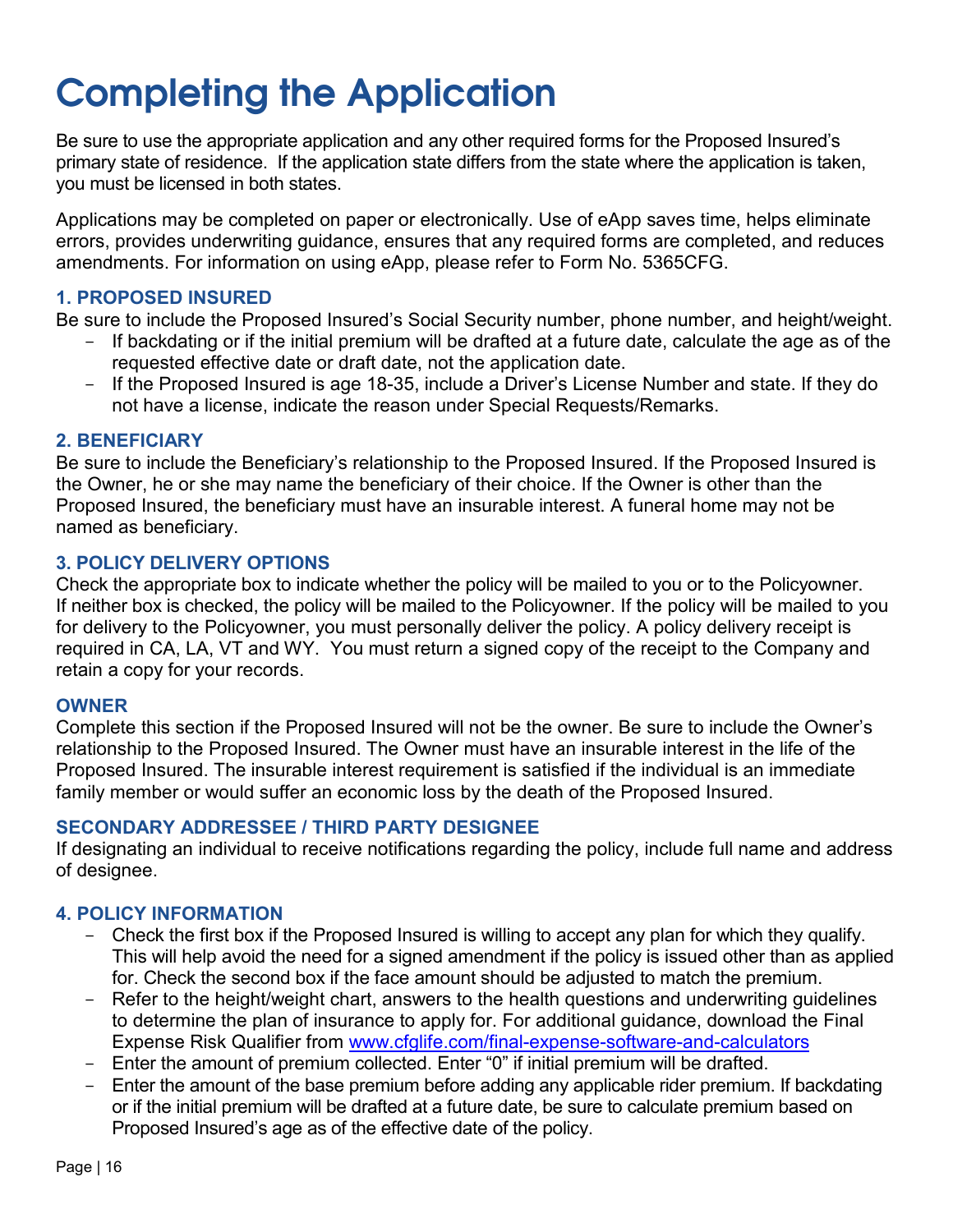# Completing the Application

Be sure to use the appropriate application and any other required forms for the Proposed Insured's primary state of residence. If the application state differs from the state where the application is taken, you must be licensed in both states.

Applications may be completed on paper or electronically. Use of eApp saves time, helps eliminate errors, provides underwriting guidance, ensures that any required forms are completed, and reduces amendments. For information on using eApp, please refer to Form No. 5365CFG.

### 1. PROPOSED INSURED

Be sure to include the Proposed Insured's Social Security number, phone number, and height/weight.

- If backdating or if the initial premium will be drafted at a future date, calculate the age as of the requested effective date or draft date, not the application date.
- If the Proposed Insured is age 18-35, include a Driver's License Number and state. If they do not have a license, indicate the reason under Special Requests/Remarks.

### 2. BENEFICIARY

Be sure to include the Beneficiary's relationship to the Proposed Insured. If the Proposed Insured is the Owner, he or she may name the beneficiary of their choice. If the Owner is other than the Proposed Insured, the beneficiary must have an insurable interest. A funeral home may not be named as beneficiary.

### 3. POLICY DELIVERY OPTIONS

Check the appropriate box to indicate whether the policy will be mailed to you or to the Policyowner. If neither box is checked, the policy will be mailed to the Policyowner. If the policy will be mailed to you for delivery to the Policyowner, you must personally deliver the policy. A policy delivery receipt is required in CA, LA, VT and WY. You must return a signed copy of the receipt to the Company and retain a copy for your records.

### OWNER

Complete this section if the Proposed Insured will not be the owner. Be sure to include the Owner's relationship to the Proposed Insured. The Owner must have an insurable interest in the life of the Proposed Insured. The insurable interest requirement is satisfied if the individual is an immediate family member or would suffer an economic loss by the death of the Proposed Insured.

### SECONDARY ADDRESSEE / THIRD PARTY DESIGNEE

If designating an individual to receive notifications regarding the policy, include full name and address of designee.

### 4. POLICY INFORMATION

- Check the first box if the Proposed Insured is willing to accept any plan for which they qualify. This will help avoid the need for a signed amendment if the policy is issued other than as applied for. Check the second box if the face amount should be adjusted to match the premium.
- Refer to the height/weight chart, answers to the health questions and underwriting guidelines to determine the plan of insurance to apply for. For additional guidance, download the Final Expense Risk Qualifier from [www.cfglife.com/final-expense-software-and-calculators](www.cfglife.com/final-expense-software-and-calculators)
- Enter the amount of premium collected. Enter "0" if initial premium will be drafted.
- Enter the amount of the base premium before adding any applicable rider premium. If backdating or if the initial premium will be drafted at a future date, be sure to calculate premium based on Proposed Insured's age as of the effective date of the policy.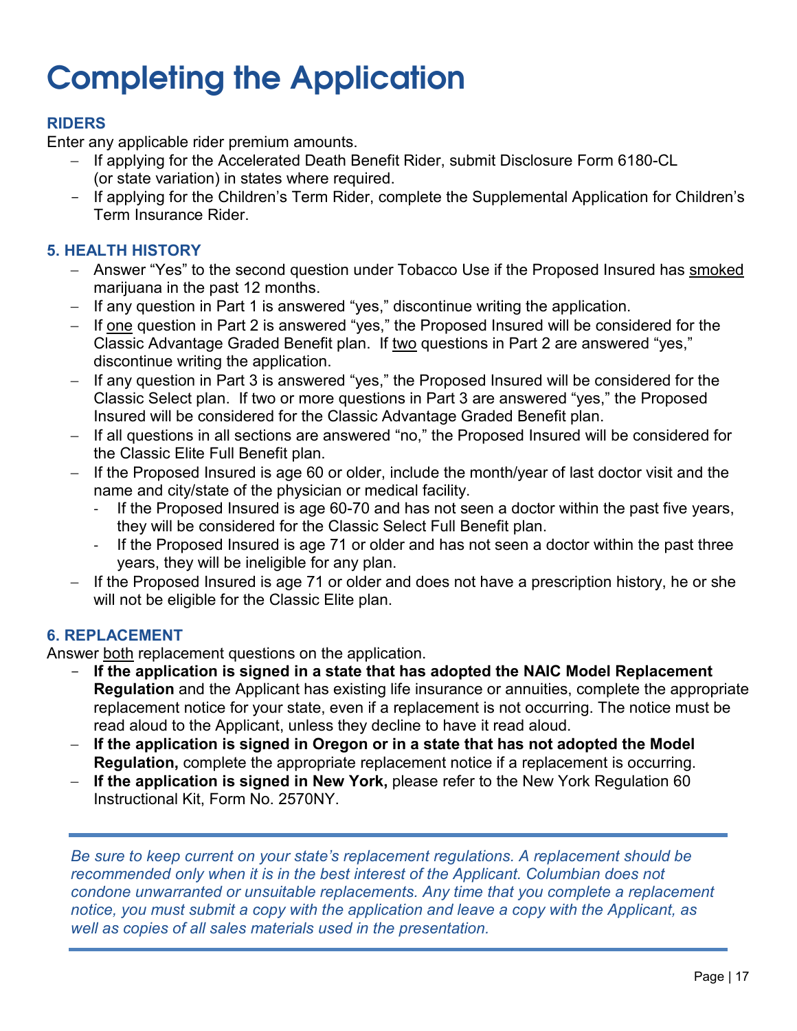# Completing the Application

### RIDERS

Enter any applicable rider premium amounts.

- If applying for the Accelerated Death Benefit Rider, submit Disclosure Form 6180-CL (or state variation) in states where required.
- If applying for the Children's Term Rider, complete the Supplemental Application for Children's Term Insurance Rider.

### 5. HEALTH HISTORY

- Answer "Yes" to the second question under Tobacco Use if the Proposed Insured has <u>smoked</u> marijuana in the past 12 months.
- If any question in Part 1 is answered "yes," discontinue writing the application.
- If <u>one</u> question in Part 2 is answered "yes," the Proposed Insured will be considered for the Classic Advantage Graded Benefit plan. If <u>two</u> questions in Part 2 are answered "yes," discontinue writing the application.
- If any question in Part 3 is answered "yes," the Proposed Insured will be considered for the Classic Select plan. If two or more questions in Part 3 are answered "yes," the Proposed Insured will be considered for the Classic Advantage Graded Benefit plan.
- If all questions in all sections are answered "no," the Proposed Insured will be considered for the Classic Elite Full Benefit plan.
- If the Proposed Insured is age 60 or older, include the month/year of last doctor visit and the name and city/state of the physician or medical facility.
  - If the Proposed Insured is age 60-70 and has not seen a doctor within the past five years, they will be considered for the Classic Select Full Benefit plan.
  - If the Proposed Insured is age 71 or older and has not seen a doctor within the past three years, they will be ineligible for any plan.
- If the Proposed Insured is age 71 or older and does not have a prescription history, he or she will not be eligible for the Classic Elite plan.

### 6. REPLACEMENT

Answer <u>both</u> replacement questions on the application.

- **If the application is signed in a state that has adopted the NAIC Model Replacement Regulation** and the Applicant has existing life insurance or annuities, complete the appropriate replacement notice for your state, even if a replacement is not occurring. The notice must be read aloud to the Applicant, unless they decline to have it read aloud.
- **If the application is signed in Oregon or in a state that has not adopted the Model Regulation,** complete the appropriate replacement notice if a replacement is occurring.
- **If the application is signed in New York,** please refer to the New York Regulation 60 Instructional Kit, Form No. 2570NY.

---

*Be sure to keep current on your state's replacement regulations. A replacement should be recommended only when it is in the best interest of the Applicant. Columbian does not condone unwarranted or unsuitable replacements. Any time that you complete a replacement notice, you must submit a copy with the application and leave a copy with the Applicant, as well as copies of all sales materials used in the presentation.*

---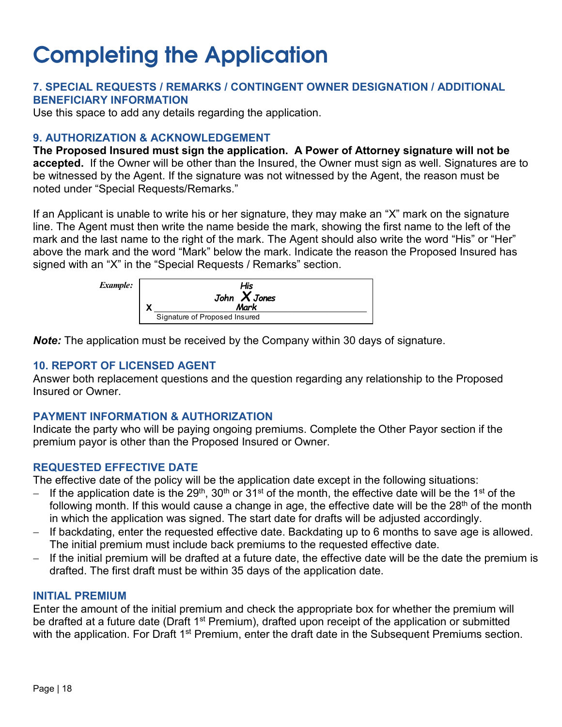# Completing the Application

### 7. SPECIAL REQUESTS / REMARKS / CONTINGENT OWNER DESIGNATION / ADDITIONAL BENEFICIARY INFORMATION

Use this space to add any details regarding the application.

### 9. AUTHORIZATION & ACKNOWLEDGEMENT

**The Proposed Insured must sign the application. A Power of Attorney signature will not be accepted.** If the Owner will be other than the Insured, the Owner must sign as well. Signatures are to be witnessed by the Agent. If the signature was not witnessed by the Agent, the reason must be noted under "Special Requests/Remarks."

If an Applicant is unable to write his or her signature, they may make an "X" mark on the signature line. The Agent must then write the name beside the mark, showing the first name to the left of the mark and the last name to the right of the mark. The Agent should also write the word "His" or "Her" above the mark and the word "Mark" below the mark. Indicate the reason the Proposed Insured has signed with an "X" in the "Special Requests / Remarks" section.

*Example:*

```
                 His
          John   X   Jones
X                Mark
______________________________________
 Signature of Proposed Insured
```

***Note:*** The application must be received by the Company within 30 days of signature.

### 10. REPORT OF LICENSED AGENT

Answer both replacement questions and the question regarding any relationship to the Proposed Insured or Owner.

### PAYMENT INFORMATION & AUTHORIZATION

Indicate the party who will be paying ongoing premiums. Complete the Other Payor section if the premium payor is other than the Proposed Insured or Owner.

### REQUESTED EFFECTIVE DATE

The effective date of the policy will be the application date except in the following situations:

- If the application date is the 29th, 30th or 31st of the month, the effective date will be the 1st of the following month. If this would cause a change in age, the effective date will be the 28th of the month in which the application was signed. The start date for drafts will be adjusted accordingly.
- If backdating, enter the requested effective date. Backdating up to 6 months to save age is allowed. The initial premium must include back premiums to the requested effective date.
- If the initial premium will be drafted at a future date, the effective date will be the date the premium is drafted. The first draft must be within 35 days of the application date.

### INITIAL PREMIUM

Enter the amount of the initial premium and check the appropriate box for whether the premium will be drafted at a future date (Draft 1st Premium), drafted upon receipt of the application or submitted with the application. For Draft 1st Premium, enter the draft date in the Subsequent Premiums section.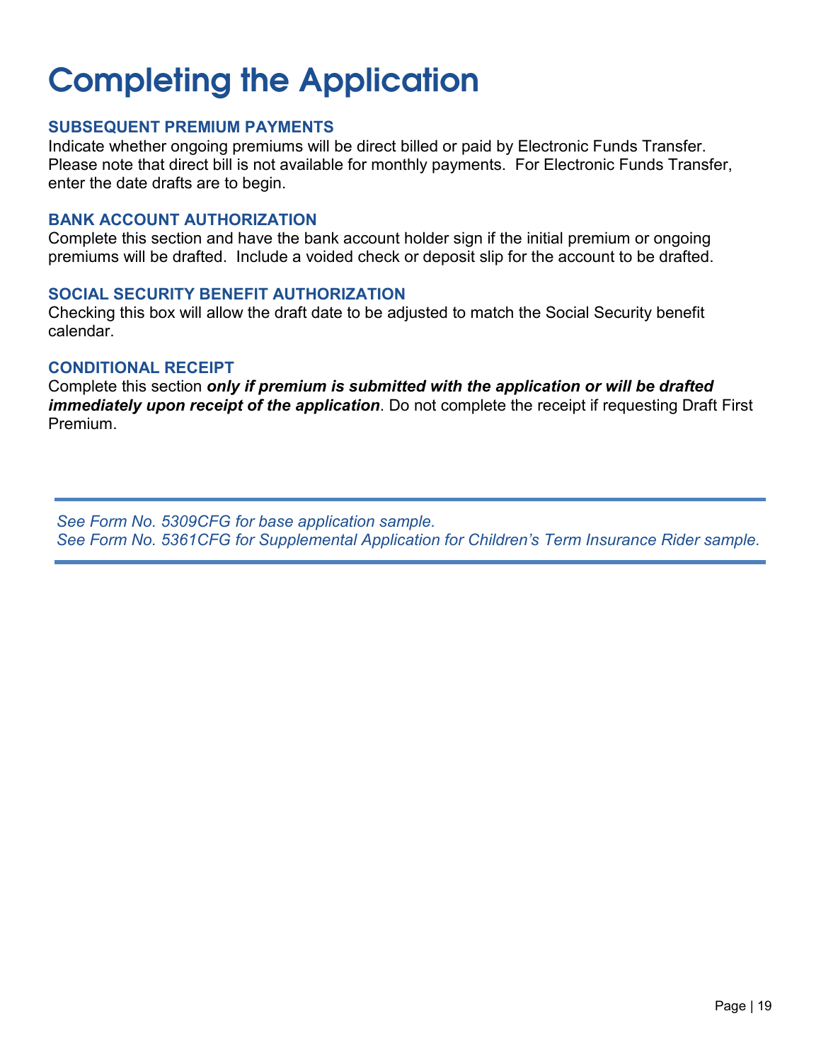# Completing the Application

### SUBSEQUENT PREMIUM PAYMENTS

Indicate whether ongoing premiums will be direct billed or paid by Electronic Funds Transfer. Please note that direct bill is not available for monthly payments. For Electronic Funds Transfer, enter the date drafts are to begin.

### BANK ACCOUNT AUTHORIZATION

Complete this section and have the bank account holder sign if the initial premium or ongoing premiums will be drafted. Include a voided check or deposit slip for the account to be drafted.

### SOCIAL SECURITY BENEFIT AUTHORIZATION

Checking this box will allow the draft date to be adjusted to match the Social Security benefit calendar.

### CONDITIONAL RECEIPT

Complete this section ***only if premium is submitted with the application or will be drafted immediately upon receipt of the application***. Do not complete the receipt if requesting Draft First Premium.

---

*See Form No. 5309CFG for base application sample.*
*See Form No. 5361CFG for Supplemental Application for Children's Term Insurance Rider sample.*

---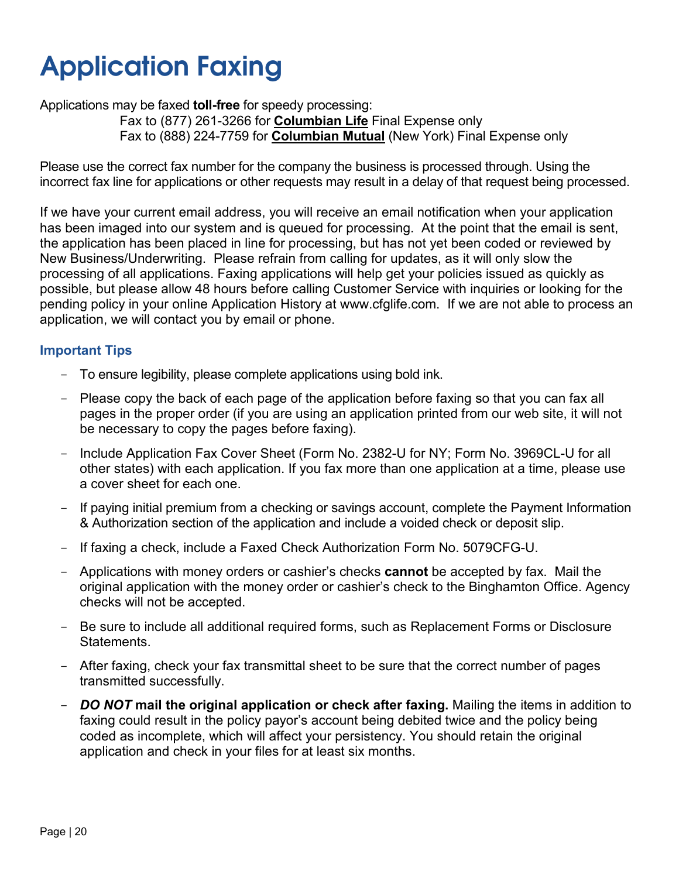# Application Faxing

Applications may be faxed **toll-free** for speedy processing:

Fax to (877) 261-3266 for **Columbian Life** Final Expense only
Fax to (888) 224-7759 for **Columbian Mutual** (New York) Final Expense only

Please use the correct fax number for the company the business is processed through. Using the incorrect fax line for applications or other requests may result in a delay of that request being processed.

If we have your current email address, you will receive an email notification when your application has been imaged into our system and is queued for processing. At the point that the email is sent, the application has been placed in line for processing, but has not yet been coded or reviewed by New Business/Underwriting. Please refrain from calling for updates, as it will only slow the processing of all applications. Faxing applications will help get your policies issued as quickly as possible, but please allow 48 hours before calling Customer Service with inquiries or looking for the pending policy in your online Application History at www.cfglife.com. If we are not able to process an application, we will contact you by email or phone.

### Important Tips

- To ensure legibility, please complete applications using bold ink.
- Please copy the back of each page of the application before faxing so that you can fax all pages in the proper order (if you are using an application printed from our web site, it will not be necessary to copy the pages before faxing).
- Include Application Fax Cover Sheet (Form No. 2382-U for NY; Form No. 3969CL-U for all other states) with each application. If you fax more than one application at a time, please use a cover sheet for each one.
- If paying initial premium from a checking or savings account, complete the Payment Information & Authorization section of the application and include a voided check or deposit slip.
- If faxing a check, include a Faxed Check Authorization Form No. 5079CFG-U.
- Applications with money orders or cashier's checks **cannot** be accepted by fax. Mail the original application with the money order or cashier's check to the Binghamton Office. Agency checks will not be accepted.
- Be sure to include all additional required forms, such as Replacement Forms or Disclosure Statements.
- After faxing, check your fax transmittal sheet to be sure that the correct number of pages transmitted successfully.
- ***DO NOT*** **mail the original application or check after faxing.** Mailing the items in addition to faxing could result in the policy payor's account being debited twice and the policy being coded as incomplete, which will affect your persistency. You should retain the original application and check in your files for at least six months.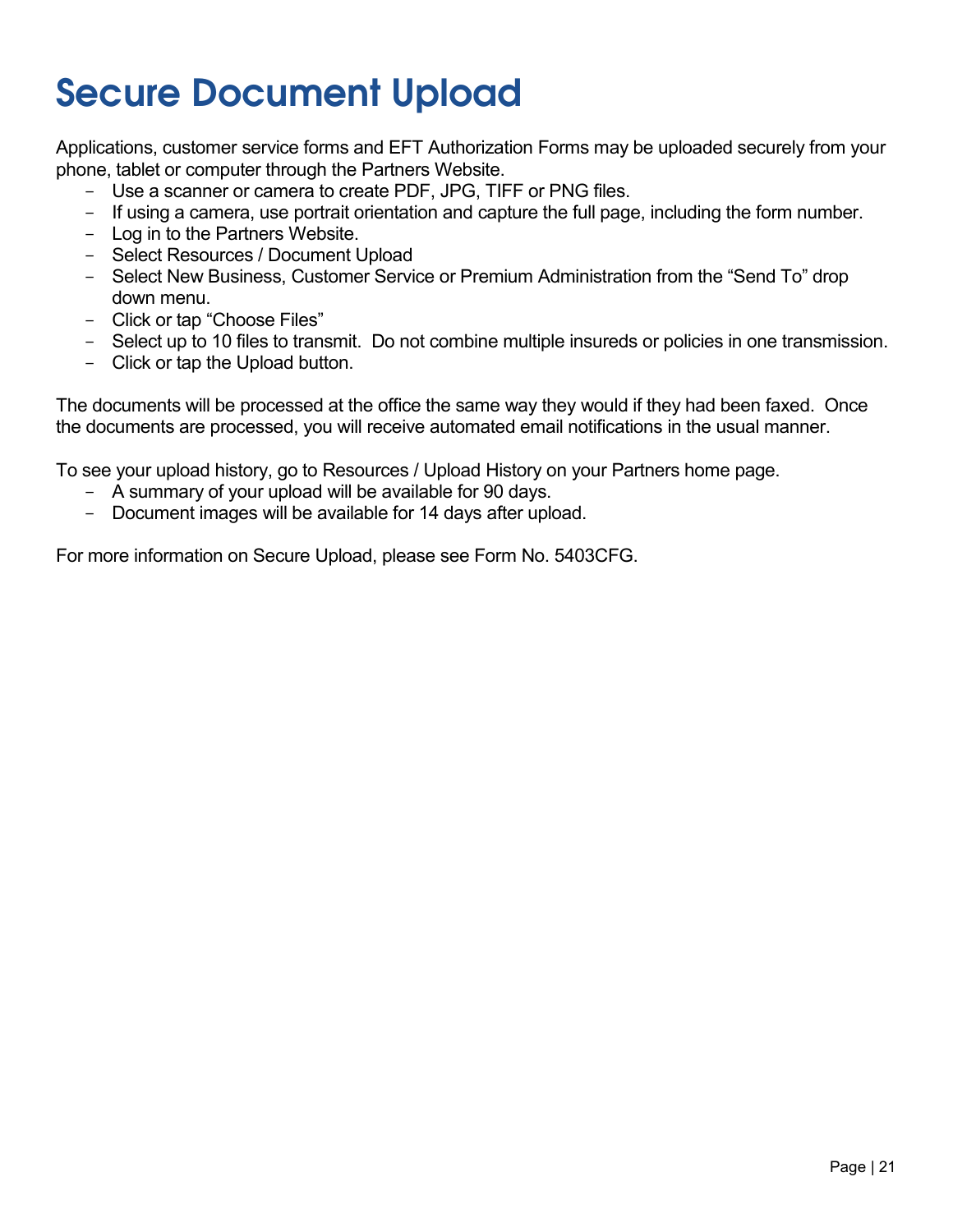# Secure Document Upload

Applications, customer service forms and EFT Authorization Forms may be uploaded securely from your phone, tablet or computer through the Partners Website.

- Use a scanner or camera to create PDF, JPG, TIFF or PNG files.
- If using a camera, use portrait orientation and capture the full page, including the form number.
- Log in to the Partners Website.
- Select Resources / Document Upload
- Select New Business, Customer Service or Premium Administration from the "Send To" drop down menu.
- Click or tap "Choose Files"
- Select up to 10 files to transmit. Do not combine multiple insureds or policies in one transmission.
- Click or tap the Upload button.

The documents will be processed at the office the same way they would if they had been faxed. Once the documents are processed, you will receive automated email notifications in the usual manner.

To see your upload history, go to Resources / Upload History on your Partners home page.

- A summary of your upload will be available for 90 days.
- Document images will be available for 14 days after upload.

For more information on Secure Upload, please see Form No. 5403CFG.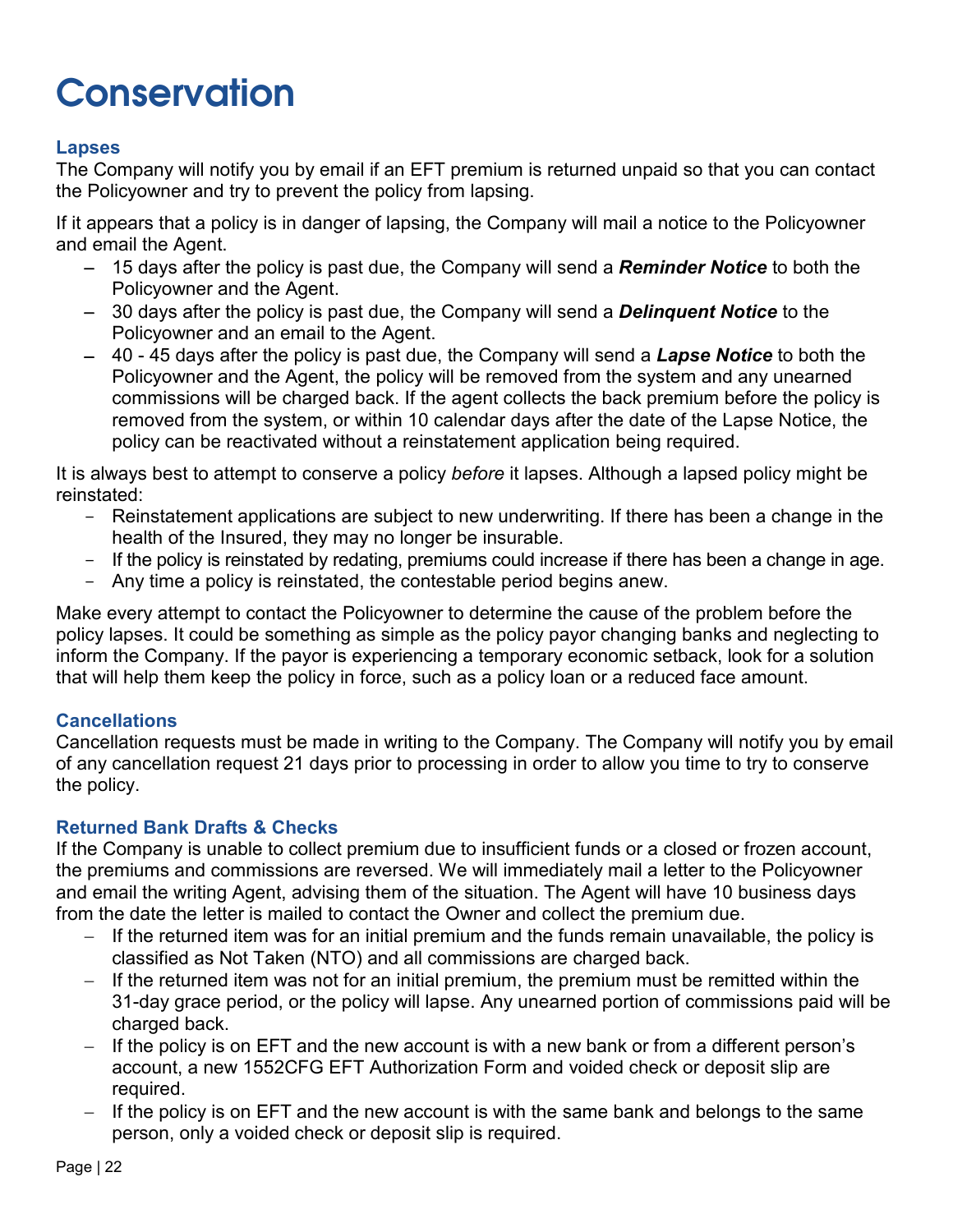# Conservation

### Lapses

The Company will notify you by email if an EFT premium is returned unpaid so that you can contact the Policyowner and try to prevent the policy from lapsing.

If it appears that a policy is in danger of lapsing, the Company will mail a notice to the Policyowner and email the Agent.

- 15 days after the policy is past due, the Company will send a ***Reminder Notice*** to both the Policyowner and the Agent.
- 30 days after the policy is past due, the Company will send a ***Delinquent Notice*** to the Policyowner and an email to the Agent.
- 40 - 45 days after the policy is past due, the Company will send a ***Lapse Notice*** to both the Policyowner and the Agent, the policy will be removed from the system and any unearned commissions will be charged back. If the agent collects the back premium before the policy is removed from the system, or within 10 calendar days after the date of the Lapse Notice, the policy can be reactivated without a reinstatement application being required.

It is always best to attempt to conserve a policy *before* it lapses. Although a lapsed policy might be reinstated:

- Reinstatement applications are subject to new underwriting. If there has been a change in the health of the Insured, they may no longer be insurable.
- If the policy is reinstated by redating, premiums could increase if there has been a change in age.
- Any time a policy is reinstated, the contestable period begins anew.

Make every attempt to contact the Policyowner to determine the cause of the problem before the policy lapses. It could be something as simple as the policy payor changing banks and neglecting to inform the Company. If the payor is experiencing a temporary economic setback, look for a solution that will help them keep the policy in force, such as a policy loan or a reduced face amount.

### Cancellations

Cancellation requests must be made in writing to the Company. The Company will notify you by email of any cancellation request 21 days prior to processing in order to allow you time to try to conserve the policy.

### Returned Bank Drafts & Checks

If the Company is unable to collect premium due to insufficient funds or a closed or frozen account, the premiums and commissions are reversed. We will immediately mail a letter to the Policyowner and email the writing Agent, advising them of the situation. The Agent will have 10 business days from the date the letter is mailed to contact the Owner and collect the premium due.

- If the returned item was for an initial premium and the funds remain unavailable, the policy is classified as Not Taken (NTO) and all commissions are charged back.
- If the returned item was not for an initial premium, the premium must be remitted within the 31-day grace period, or the policy will lapse. Any unearned portion of commissions paid will be charged back.
- If the policy is on EFT and the new account is with a new bank or from a different person's account, a new 1552CFG EFT Authorization Form and voided check or deposit slip are required.
- If the policy is on EFT and the new account is with the same bank and belongs to the same person, only a voided check or deposit slip is required.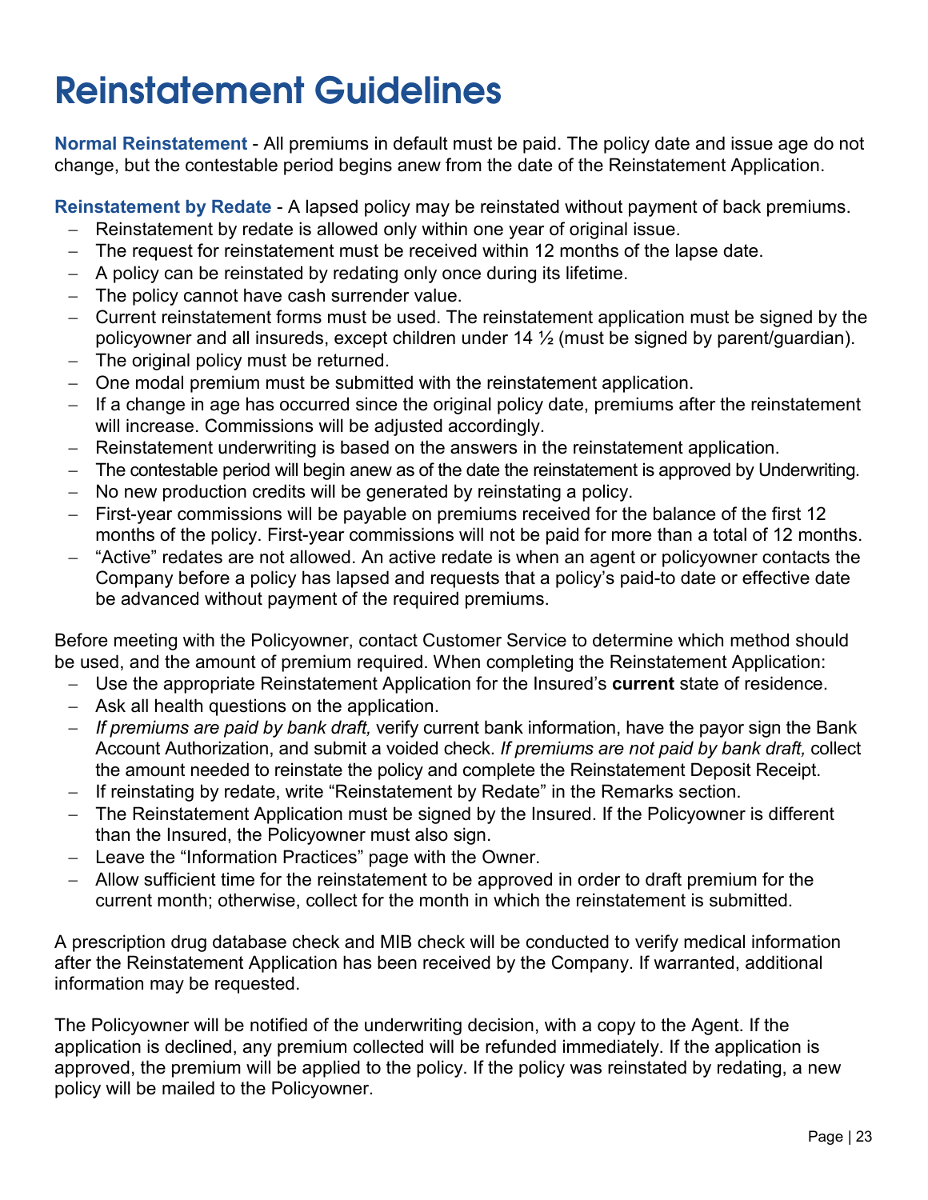# Reinstatement Guidelines

**Normal Reinstatement** - All premiums in default must be paid. The policy date and issue age do not change, but the contestable period begins anew from the date of the Reinstatement Application.

**Reinstatement by Redate** - A lapsed policy may be reinstated without payment of back premiums.

- Reinstatement by redate is allowed only within one year of original issue.
- The request for reinstatement must be received within 12 months of the lapse date.
- A policy can be reinstated by redating only once during its lifetime.
- The policy cannot have cash surrender value.
- Current reinstatement forms must be used. The reinstatement application must be signed by the policyowner and all insureds, except children under 14 ½ (must be signed by parent/guardian).
- The original policy must be returned.
- One modal premium must be submitted with the reinstatement application.
- If a change in age has occurred since the original policy date, premiums after the reinstatement will increase. Commissions will be adjusted accordingly.
- Reinstatement underwriting is based on the answers in the reinstatement application.
- The contestable period will begin anew as of the date the reinstatement is approved by Underwriting.
- No new production credits will be generated by reinstating a policy.
- First-year commissions will be payable on premiums received for the balance of the first 12 months of the policy. First-year commissions will not be paid for more than a total of 12 months.
- "Active" redates are not allowed. An active redate is when an agent or policyowner contacts the Company before a policy has lapsed and requests that a policy's paid-to date or effective date be advanced without payment of the required premiums.

Before meeting with the Policyowner, contact Customer Service to determine which method should be used, and the amount of premium required. When completing the Reinstatement Application:

- Use the appropriate Reinstatement Application for the Insured's **current** state of residence.
- Ask all health questions on the application.
- *If premiums are paid by bank draft,* verify current bank information, have the payor sign the Bank Account Authorization, and submit a voided check. *If premiums are not paid by bank draft,* collect the amount needed to reinstate the policy and complete the Reinstatement Deposit Receipt.
- If reinstating by redate, write "Reinstatement by Redate" in the Remarks section.
- The Reinstatement Application must be signed by the Insured. If the Policyowner is different than the Insured, the Policyowner must also sign.
- Leave the "Information Practices" page with the Owner.
- Allow sufficient time for the reinstatement to be approved in order to draft premium for the current month; otherwise, collect for the month in which the reinstatement is submitted.

A prescription drug database check and MIB check will be conducted to verify medical information after the Reinstatement Application has been received by the Company. If warranted, additional information may be requested.

The Policyowner will be notified of the underwriting decision, with a copy to the Agent. If the application is declined, any premium collected will be refunded immediately. If the application is approved, the premium will be applied to the policy. If the policy was reinstated by redating, a new policy will be mailed to the Policyowner.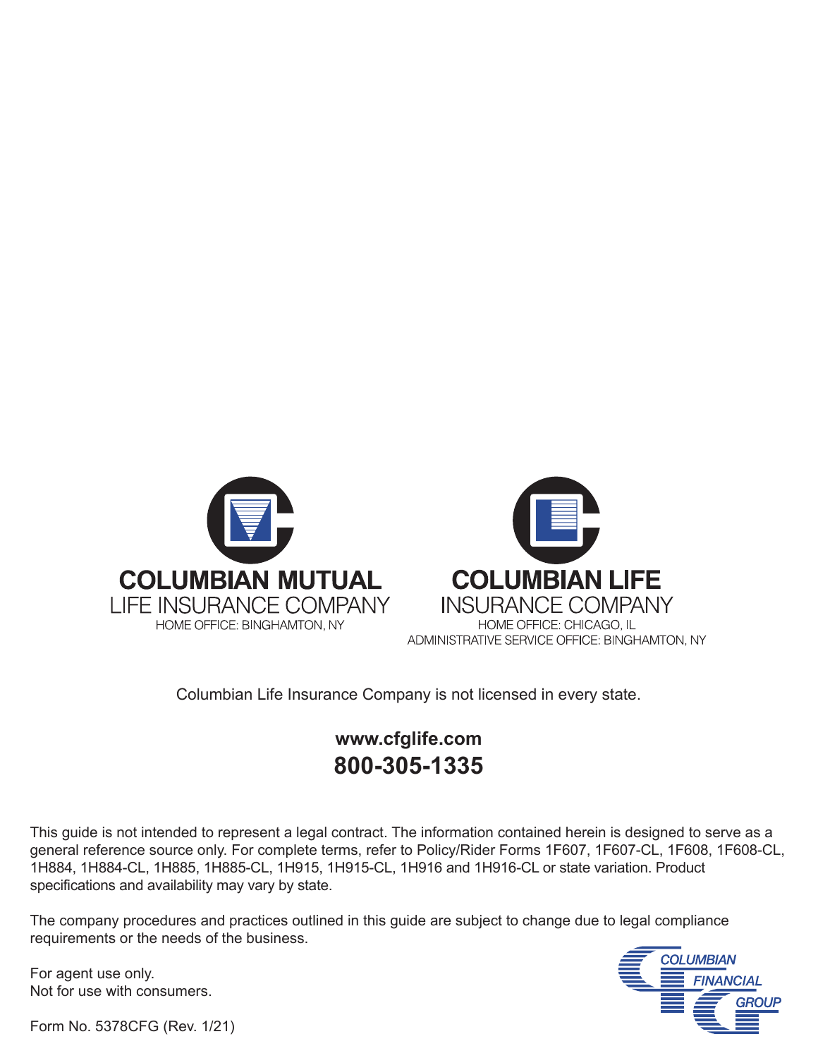**COLUMBIAN MUTUAL**
LIFE INSURANCE COMPANY
HOME OFFICE: BINGHAMTON, NY

**COLUMBIAN LIFE**
INSURANCE COMPANY
HOME OFFICE: CHICAGO, IL
ADMINISTRATIVE SERVICE OFFICE: BINGHAMTON, NY

Columbian Life Insurance Company is not licensed in every state.

**www.cfglife.com**
**800-305-1335**

This guide is not intended to represent a legal contract. The information contained herein is designed to serve as a general reference source only. For complete terms, refer to Policy/Rider Forms 1F607, 1F607-CL, 1F608, 1F608-CL, 1H884, 1H884-CL, 1H885, 1H885-CL, 1H915, 1H915-CL, 1H916 and 1H916-CL or state variation. Product specifications and availability may vary by state.

The company procedures and practices outlined in this guide are subject to change due to legal compliance requirements or the needs of the business.

For agent use only.
Not for use with consumers.

COLUMBIAN FINANCIAL GROUP

Form No. 5378CFG (Rev. 1/21)